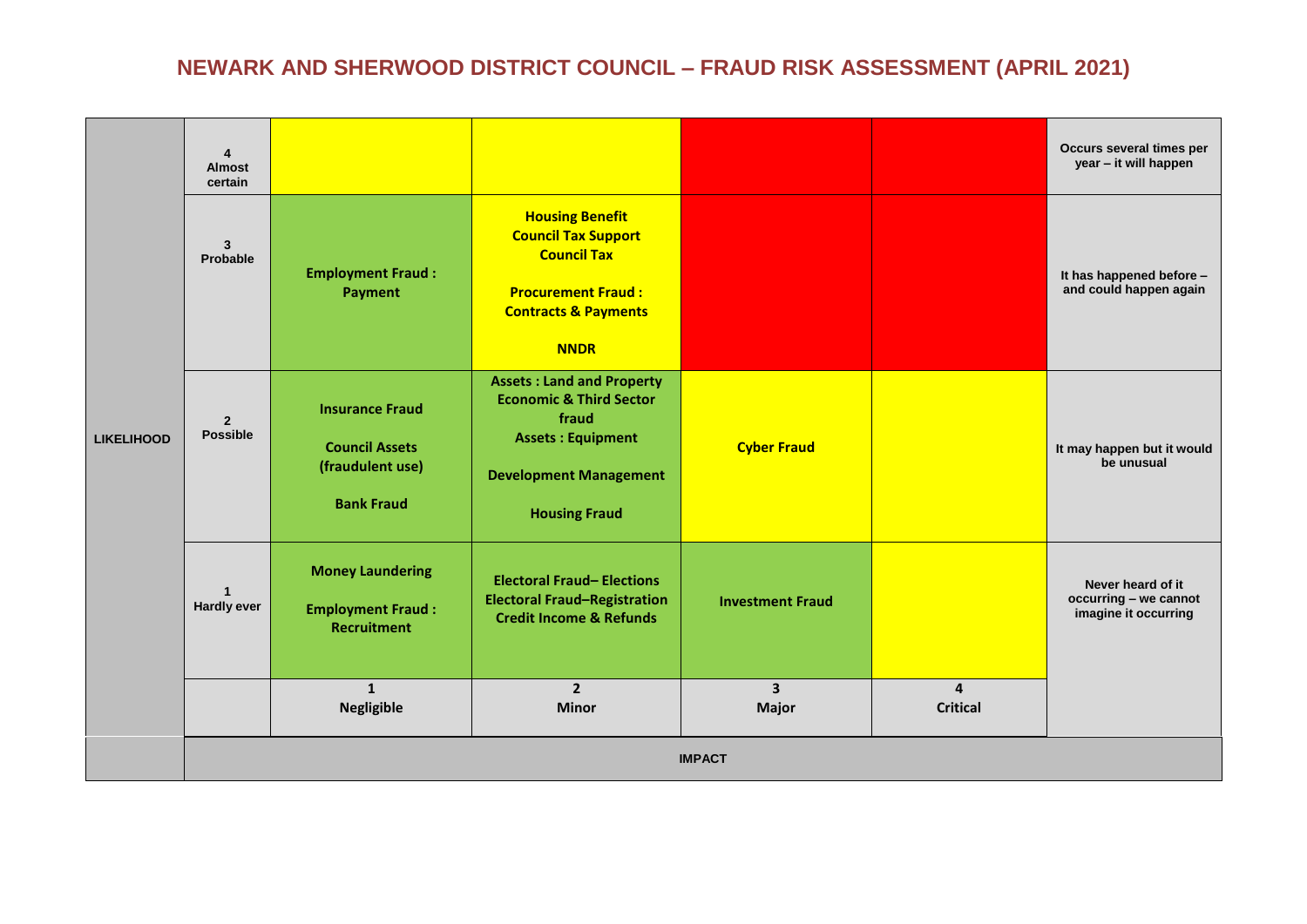# NEWARK AND SHERWOOD DISTRICT COUNCIL – FRAUD RISK ASSESSMENT (APRIL 2021)

| LIKELIHOOD | | | | | | |
|---|---|---|---|---|---|---|
| | **4 Almost certain** | | | | | **Occurs several times per year – it will happen** |
| | **3 Probable** | **Employment Fraud : Payment** | **Housing Benefit**<br>**Council Tax Support**<br>**Council Tax**<br><br>**Procurement Fraud : Contracts & Payments**<br><br>**NNDR** | | | **It has happened before – and could happen again** |
| | **2 Possible** | **Insurance Fraud**<br><br>**Council Assets (fraudulent use)**<br><br>**Bank Fraud** | **Assets : Land and Property**<br>**Economic & Third Sector fraud**<br>**Assets : Equipment**<br><br>**Development Management**<br><br>**Housing Fraud** | **Cyber Fraud** | | **It may happen but it would be unusual** |
| | **1 Hardly ever** | **Money Laundering**<br><br>**Employment Fraud : Recruitment** | **Electoral Fraud– Elections**<br>**Electoral Fraud–Registration**<br>**Credit Income & Refunds** | **Investment Fraud** | | **Never heard of it occurring – we cannot imagine it occurring** |
| | | **1 Negligible** | **2 Minor** | **3 Major** | **4 Critical** | |
| | **IMPACT** | | | | | |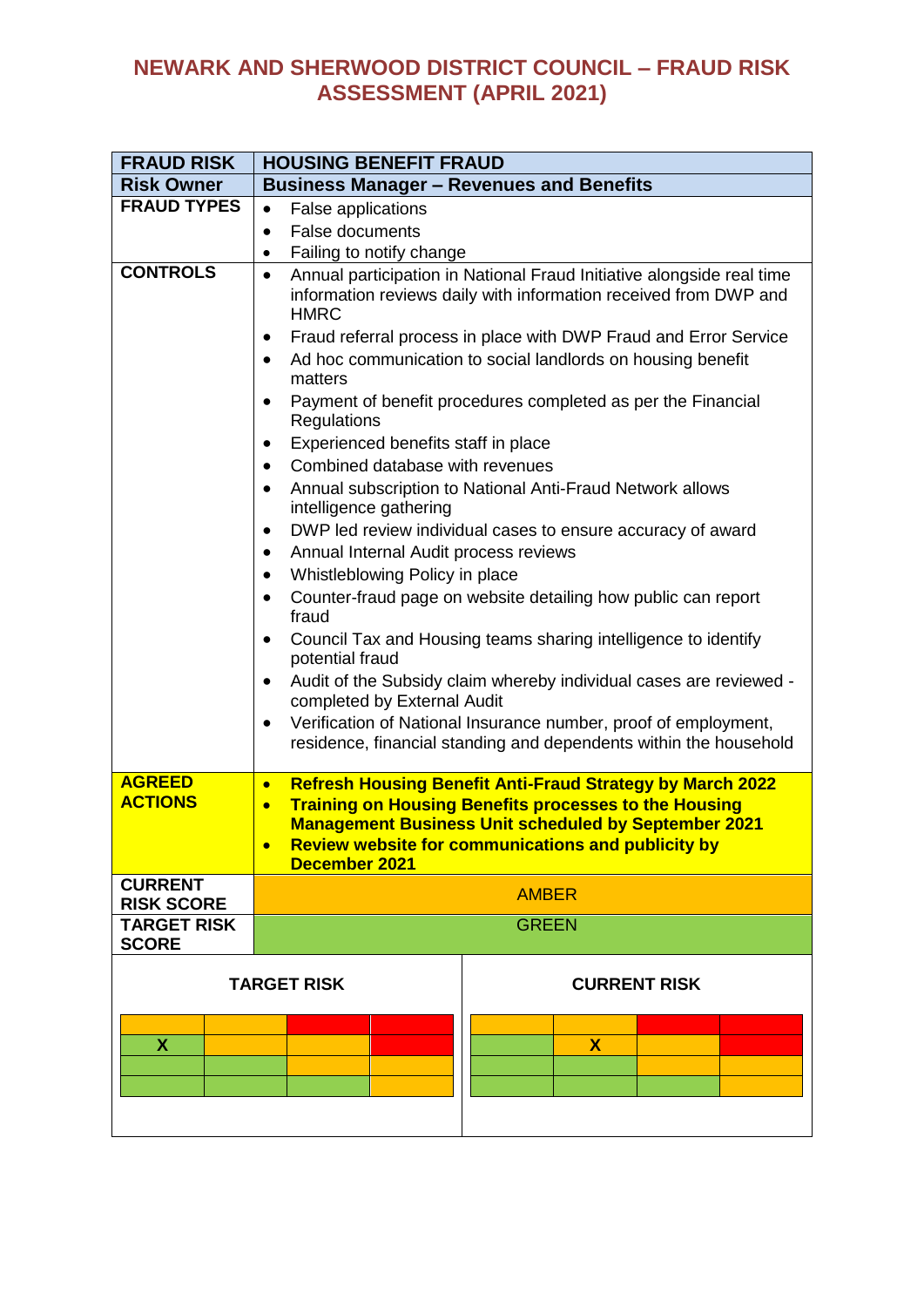# NEWARK AND SHERWOOD DISTRICT COUNCIL – FRAUD RISK ASSESSMENT (APRIL 2021)

| **FRAUD RISK** | **HOUSING BENEFIT FRAUD** |
|---|---|
| **Risk Owner** | **Business Manager – Revenues and Benefits** |
| **FRAUD TYPES** | • False applications<br>• False documents<br>• Failing to notify change |
| **CONTROLS** | • Annual participation in National Fraud Initiative alongside real time information reviews daily with information received from DWP and HMRC<br>• Fraud referral process in place with DWP Fraud and Error Service<br>• Ad hoc communication to social landlords on housing benefit matters<br>• Payment of benefit procedures completed as per the Financial Regulations<br>• Experienced benefits staff in place<br>• Combined database with revenues<br>• Annual subscription to National Anti-Fraud Network allows intelligence gathering<br>• DWP led review individual cases to ensure accuracy of award<br>• Annual Internal Audit process reviews<br>• Whistleblowing Policy in place<br>• Counter-fraud page on website detailing how public can report fraud<br>• Council Tax and Housing teams sharing intelligence to identify potential fraud<br>• Audit of the Subsidy claim whereby individual cases are reviewed - completed by External Audit<br>• Verification of National Insurance number, proof of employment, residence, financial standing and dependents within the household |
| **AGREED ACTIONS** | • **Refresh Housing Benefit Anti-Fraud Strategy by March 2022**<br>• **Training on Housing Benefits processes to the Housing Management Business Unit scheduled by September 2021**<br>• **Review website for communications and publicity by December 2021** |
| **CURRENT RISK SCORE** | AMBER |
| **TARGET RISK SCORE** | GREEN |

**TARGET RISK**

| | | | |
|---|---|---|---|
| | | | |
| X | | | |
| | | | |
| | | | |

**CURRENT RISK**

| | | | |
|---|---|---|---|
| | | | |
| | X | | |
| | | | |
| | | | |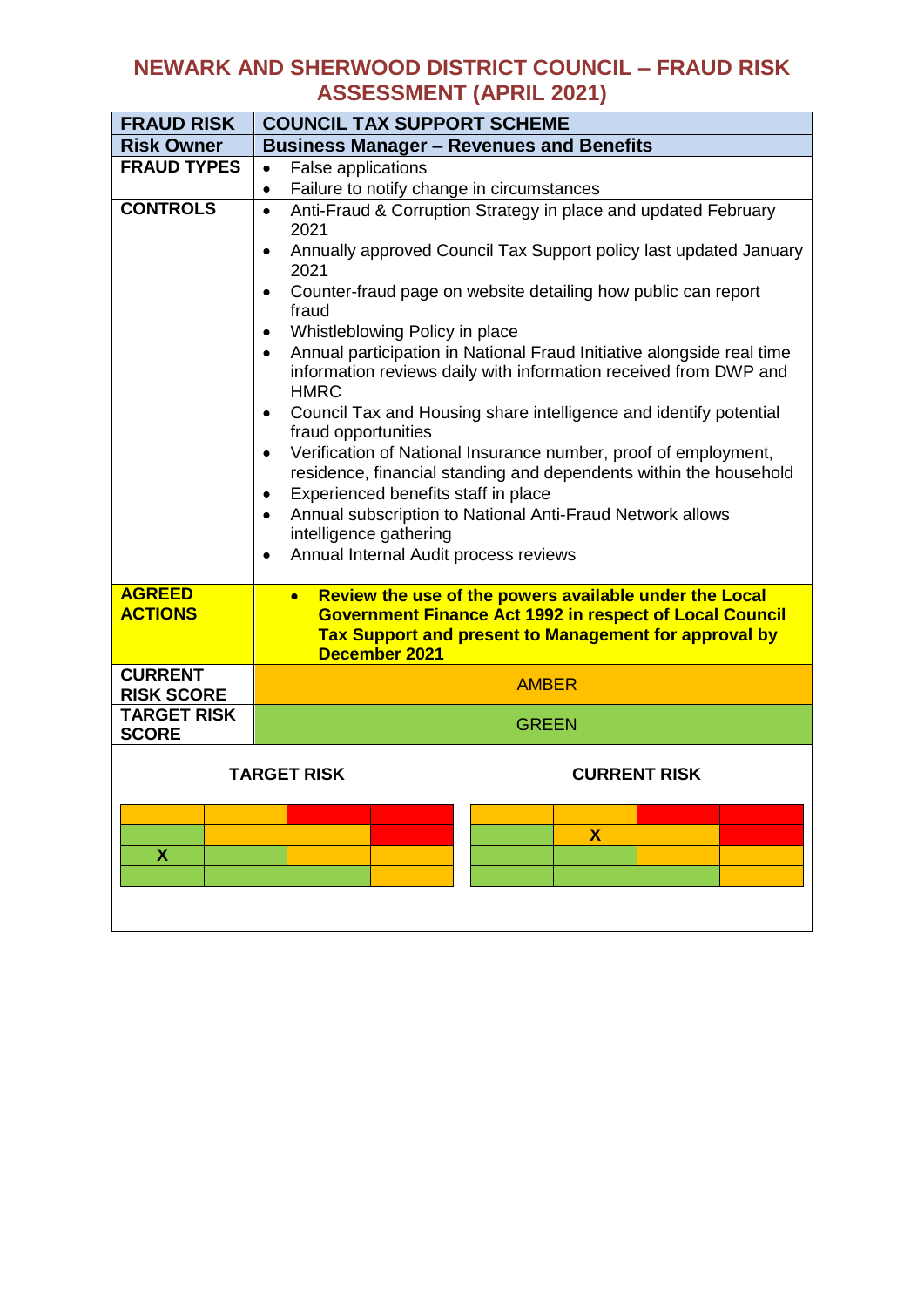# NEWARK AND SHERWOOD DISTRICT COUNCIL – FRAUD RISK ASSESSMENT (APRIL 2021)

| **FRAUD RISK** | **COUNCIL TAX SUPPORT SCHEME** |
|---|---|
| **Risk Owner** | **Business Manager – Revenues and Benefits** |
| **FRAUD TYPES** | • False applications<br>• Failure to notify change in circumstances |
| **CONTROLS** | • Anti-Fraud & Corruption Strategy in place and updated February 2021<br>• Annually approved Council Tax Support policy last updated January 2021<br>• Counter-fraud page on website detailing how public can report fraud<br>• Whistleblowing Policy in place<br>• Annual participation in National Fraud Initiative alongside real time information reviews daily with information received from DWP and HMRC<br>• Council Tax and Housing share intelligence and identify potential fraud opportunities<br>• Verification of National Insurance number, proof of employment, residence, financial standing and dependents within the household<br>• Experienced benefits staff in place<br>• Annual subscription to National Anti-Fraud Network allows intelligence gathering<br>• Annual Internal Audit process reviews |
| **AGREED ACTIONS** | • **Review the use of the powers available under the Local Government Finance Act 1992 in respect of Local Council Tax Support and present to Management for approval by December 2021** |
| **CURRENT RISK SCORE** | AMBER |
| **TARGET RISK SCORE** | GREEN |

**TARGET RISK**

| | | | |
|---|---|---|---|
| | | | |
| | | | |
| X | | | |
| | | | |

**CURRENT RISK**

| | | | |
|---|---|---|---|
| | | | |
| | X | | |
| | | | |
| | | | |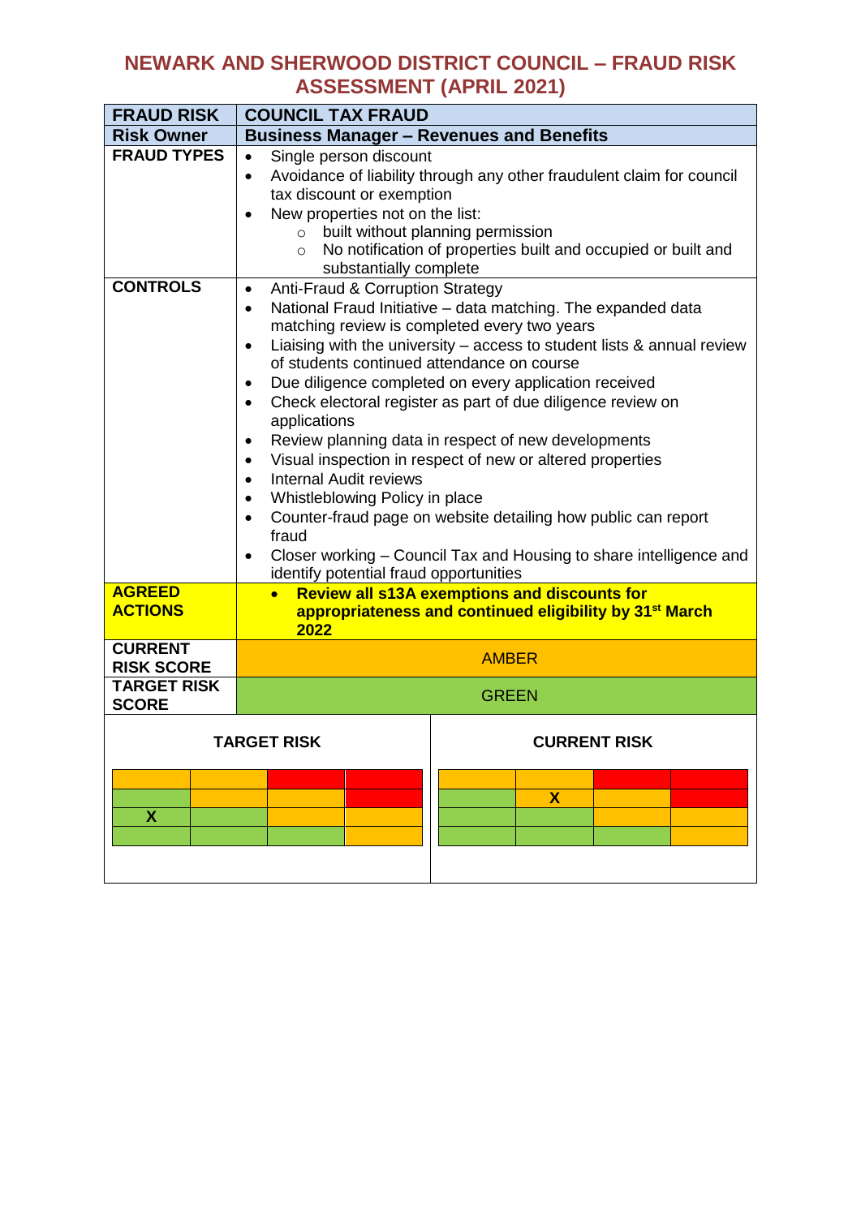# NEWARK AND SHERWOOD DISTRICT COUNCIL – FRAUD RISK ASSESSMENT (APRIL 2021)

| **FRAUD RISK** | **COUNCIL TAX FRAUD** |
|---|---|
| **Risk Owner** | **Business Manager – Revenues and Benefits** |
| **FRAUD TYPES** | • Single person discount<br>• Avoidance of liability through any other fraudulent claim for council tax discount or exemption<br>• New properties not on the list:<br>  ○ built without planning permission<br>  ○ No notification of properties built and occupied or built and substantially complete |
| **CONTROLS** | • Anti-Fraud & Corruption Strategy<br>• National Fraud Initiative – data matching. The expanded data matching review is completed every two years<br>• Liaising with the university – access to student lists & annual review of students continued attendance on course<br>• Due diligence completed on every application received<br>• Check electoral register as part of due diligence review on applications<br>• Review planning data in respect of new developments<br>• Visual inspection in respect of new or altered properties<br>• Internal Audit reviews<br>• Whistleblowing Policy in place<br>• Counter-fraud page on website detailing how public can report fraud<br>• Closer working – Council Tax and Housing to share intelligence and identify potential fraud opportunities |
| **AGREED ACTIONS** | • **Review all s13A exemptions and discounts for appropriateness and continued eligibility by 31st March 2022** |
| **CURRENT RISK SCORE** | AMBER |
| **TARGET RISK SCORE** | GREEN |

**TARGET RISK**

| | | | |
|---|---|---|---|
| | | | |
| | | | |
| X | | | |
| | | | |

**CURRENT RISK**

| | | | |
|---|---|---|---|
| | | | |
| | X | | |
| | | | |
| | | | |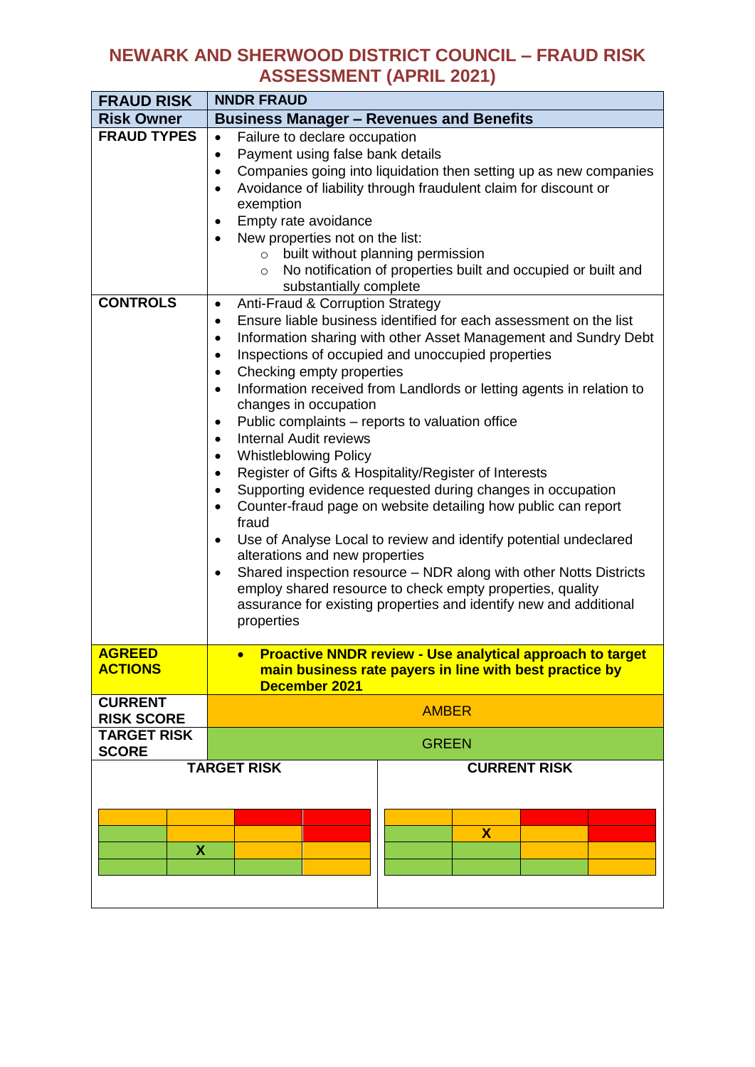# NEWARK AND SHERWOOD DISTRICT COUNCIL – FRAUD RISK ASSESSMENT (APRIL 2021)

| **FRAUD RISK** | **NNDR FRAUD** |
|---|---|
| **Risk Owner** | **Business Manager – Revenues and Benefits** |
| **FRAUD TYPES** | • Failure to declare occupation<br>• Payment using false bank details<br>• Companies going into liquidation then setting up as new companies<br>• Avoidance of liability through fraudulent claim for discount or exemption<br>• Empty rate avoidance<br>• New properties not on the list:<br>&nbsp;&nbsp;&nbsp;&nbsp;○ built without planning permission<br>&nbsp;&nbsp;&nbsp;&nbsp;○ No notification of properties built and occupied or built and substantially complete |
| **CONTROLS** | • Anti-Fraud & Corruption Strategy<br>• Ensure liable business identified for each assessment on the list<br>• Information sharing with other Asset Management and Sundry Debt<br>• Inspections of occupied and unoccupied properties<br>• Checking empty properties<br>• Information received from Landlords or letting agents in relation to changes in occupation<br>• Public complaints – reports to valuation office<br>• Internal Audit reviews<br>• Whistleblowing Policy<br>• Register of Gifts & Hospitality/Register of Interests<br>• Supporting evidence requested during changes in occupation<br>• Counter-fraud page on website detailing how public can report fraud<br>• Use of Analyse Local to review and identify potential undeclared alterations and new properties<br>• Shared inspection resource – NDR along with other Notts Districts employ shared resource to check empty properties, quality assurance for existing properties and identify new and additional properties |
| **AGREED ACTIONS** | • **Proactive NNDR review - Use analytical approach to target main business rate payers in line with best practice by December 2021** |
| **CURRENT RISK SCORE** | AMBER |
| **TARGET RISK SCORE** | GREEN |

**TARGET RISK**

| | | | |
|---|---|---|---|
| | | | |
| | | | |
| | X | | |
| | | | |

**CURRENT RISK**

| | | | |
|---|---|---|---|
| | | | |
| | X | | |
| | | | |
| | | | |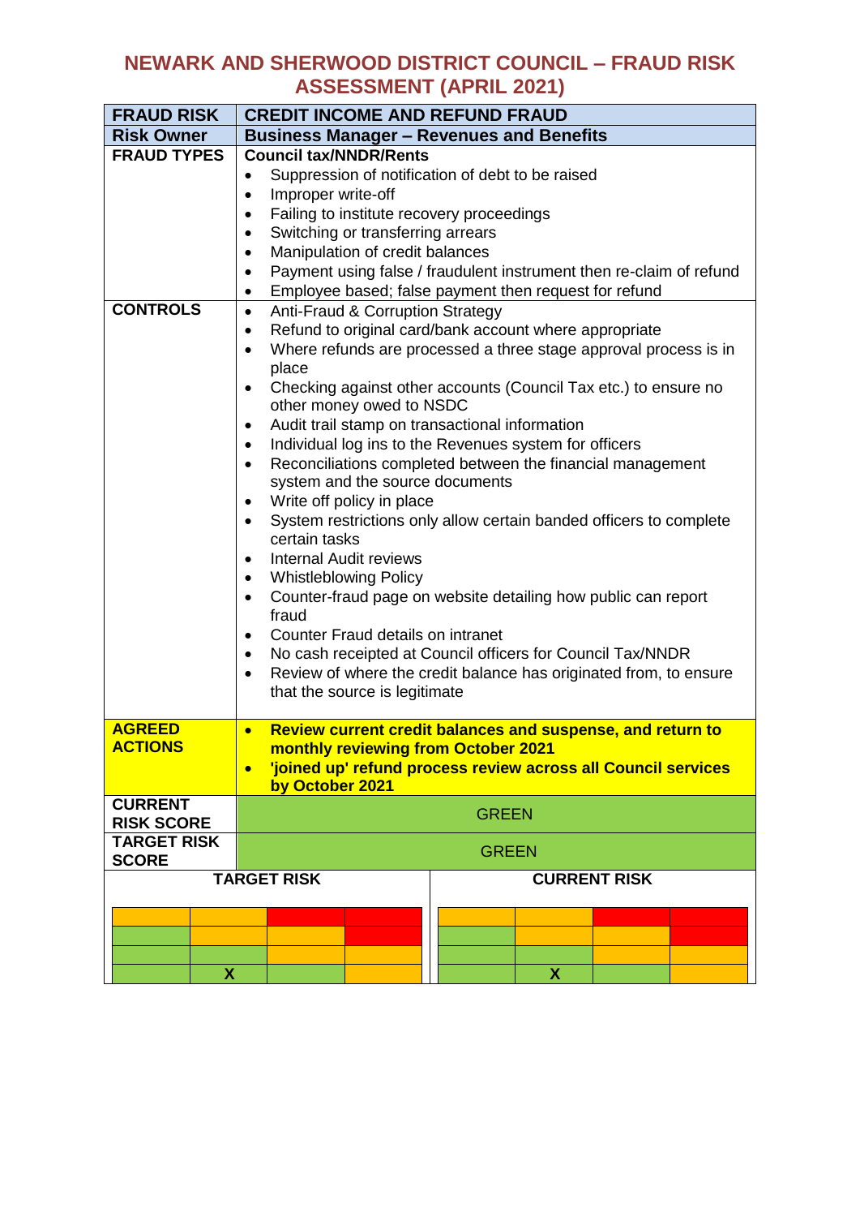# NEWARK AND SHERWOOD DISTRICT COUNCIL – FRAUD RISK ASSESSMENT (APRIL 2021)

| **FRAUD RISK** | **CREDIT INCOME AND REFUND FRAUD** |
|---|---|
| **Risk Owner** | **Business Manager – Revenues and Benefits** |
| **FRAUD TYPES** | **Council tax/NNDR/Rents**<br>• Suppression of notification of debt to be raised<br>• Improper write-off<br>• Failing to institute recovery proceedings<br>• Switching or transferring arrears<br>• Manipulation of credit balances<br>• Payment using false / fraudulent instrument then re-claim of refund<br>• Employee based; false payment then request for refund |
| **CONTROLS** | • Anti-Fraud & Corruption Strategy<br>• Refund to original card/bank account where appropriate<br>• Where refunds are processed a three stage approval process is in place<br>• Checking against other accounts (Council Tax etc.) to ensure no other money owed to NSDC<br>• Audit trail stamp on transactional information<br>• Individual log ins to the Revenues system for officers<br>• Reconciliations completed between the financial management system and the source documents<br>• Write off policy in place<br>• System restrictions only allow certain banded officers to complete certain tasks<br>• Internal Audit reviews<br>• Whistleblowing Policy<br>• Counter-fraud page on website detailing how public can report fraud<br>• Counter Fraud details on intranet<br>• No cash receipted at Council officers for Council Tax/NNDR<br>• Review of where the credit balance has originated from, to ensure that the source is legitimate |
| **AGREED ACTIONS** | • **Review current credit balances and suspense, and return to monthly reviewing from October 2021**<br>• **'joined up' refund process review across all Council services by October 2021** |
| **CURRENT RISK SCORE** | GREEN |
| **TARGET RISK SCORE** | GREEN |

**TARGET RISK**

| | | | |
|---|---|---|---|
| | | | |
| | | | |
| | | | |
| | X | | |

**CURRENT RISK**

| | | | |
|---|---|---|---|
| | | | |
| | | | |
| | | | |
| | X | | |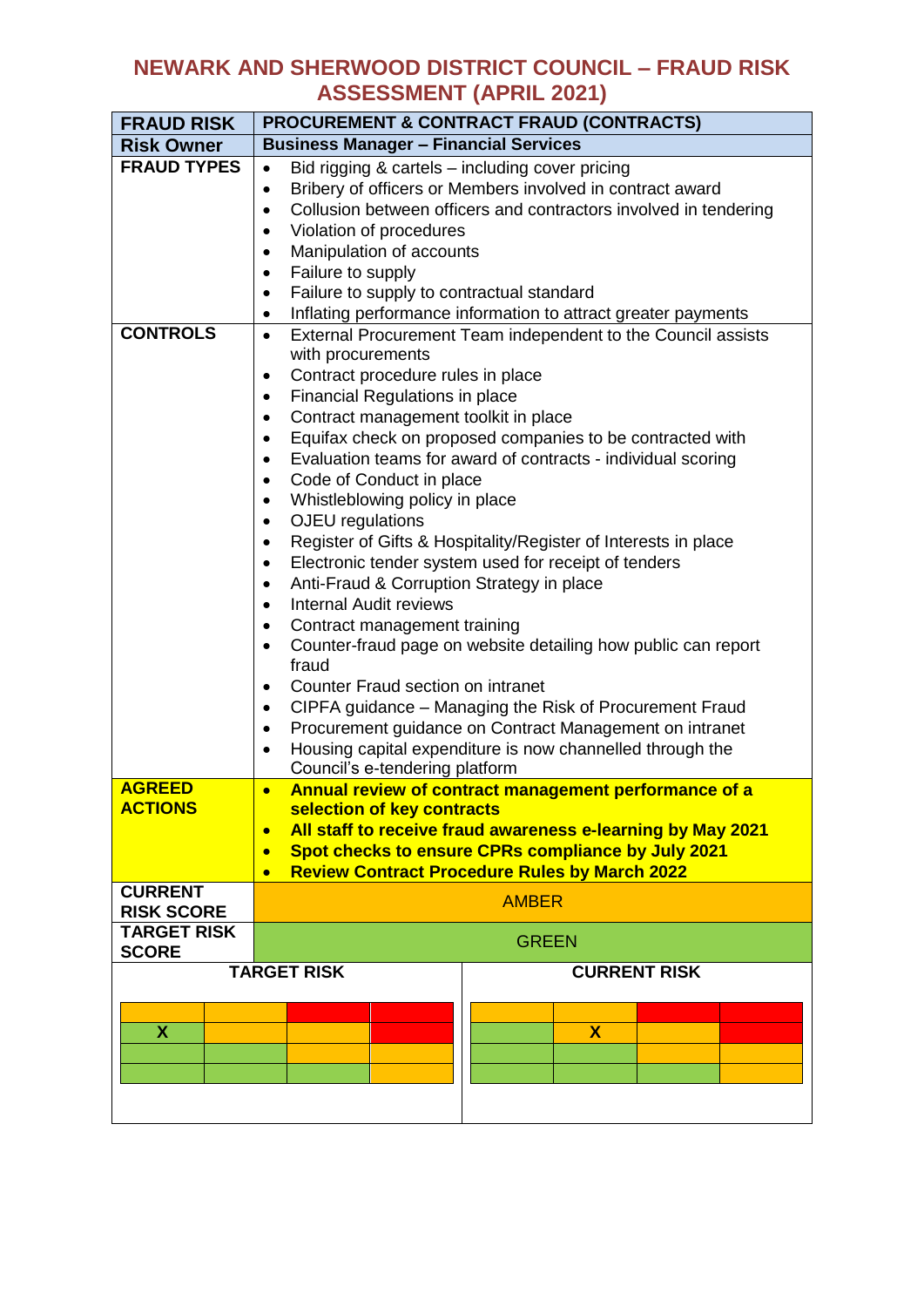# NEWARK AND SHERWOOD DISTRICT COUNCIL – FRAUD RISK ASSESSMENT (APRIL 2021)

| FRAUD RISK | PROCUREMENT & CONTRACT FRAUD (CONTRACTS) |
|---|---|
| **Risk Owner** | **Business Manager – Financial Services** |
| **FRAUD TYPES** | • Bid rigging & cartels – including cover pricing<br>• Bribery of officers or Members involved in contract award<br>• Collusion between officers and contractors involved in tendering<br>• Violation of procedures<br>• Manipulation of accounts<br>• Failure to supply<br>• Failure to supply to contractual standard<br>• Inflating performance information to attract greater payments |
| **CONTROLS** | • External Procurement Team independent to the Council assists with procurements<br>• Contract procedure rules in place<br>• Financial Regulations in place<br>• Contract management toolkit in place<br>• Equifax check on proposed companies to be contracted with<br>• Evaluation teams for award of contracts - individual scoring<br>• Code of Conduct in place<br>• Whistleblowing policy in place<br>• OJEU regulations<br>• Register of Gifts & Hospitality/Register of Interests in place<br>• Electronic tender system used for receipt of tenders<br>• Anti-Fraud & Corruption Strategy in place<br>• Internal Audit reviews<br>• Contract management training<br>• Counter-fraud page on website detailing how public can report fraud<br>• Counter Fraud section on intranet<br>• CIPFA guidance – Managing the Risk of Procurement Fraud<br>• Procurement guidance on Contract Management on intranet<br>• Housing capital expenditure is now channelled through the Council's e-tendering platform |
| **AGREED ACTIONS** | • **Annual review of contract management performance of a selection of key contracts**<br>• **All staff to receive fraud awareness e-learning by May 2021**<br>• **Spot checks to ensure CPRs compliance by July 2021**<br>• **Review Contract Procedure Rules by March 2022** |
| **CURRENT RISK SCORE** | AMBER |
| **TARGET RISK SCORE** | GREEN |

**TARGET RISK**

| | | | |
|---|---|---|---|
| | | | |
| X | | | |
| | | | |
| | | | |

**CURRENT RISK**

| | | | |
|---|---|---|---|
| | | | |
| | X | | |
| | | | |
| | | | |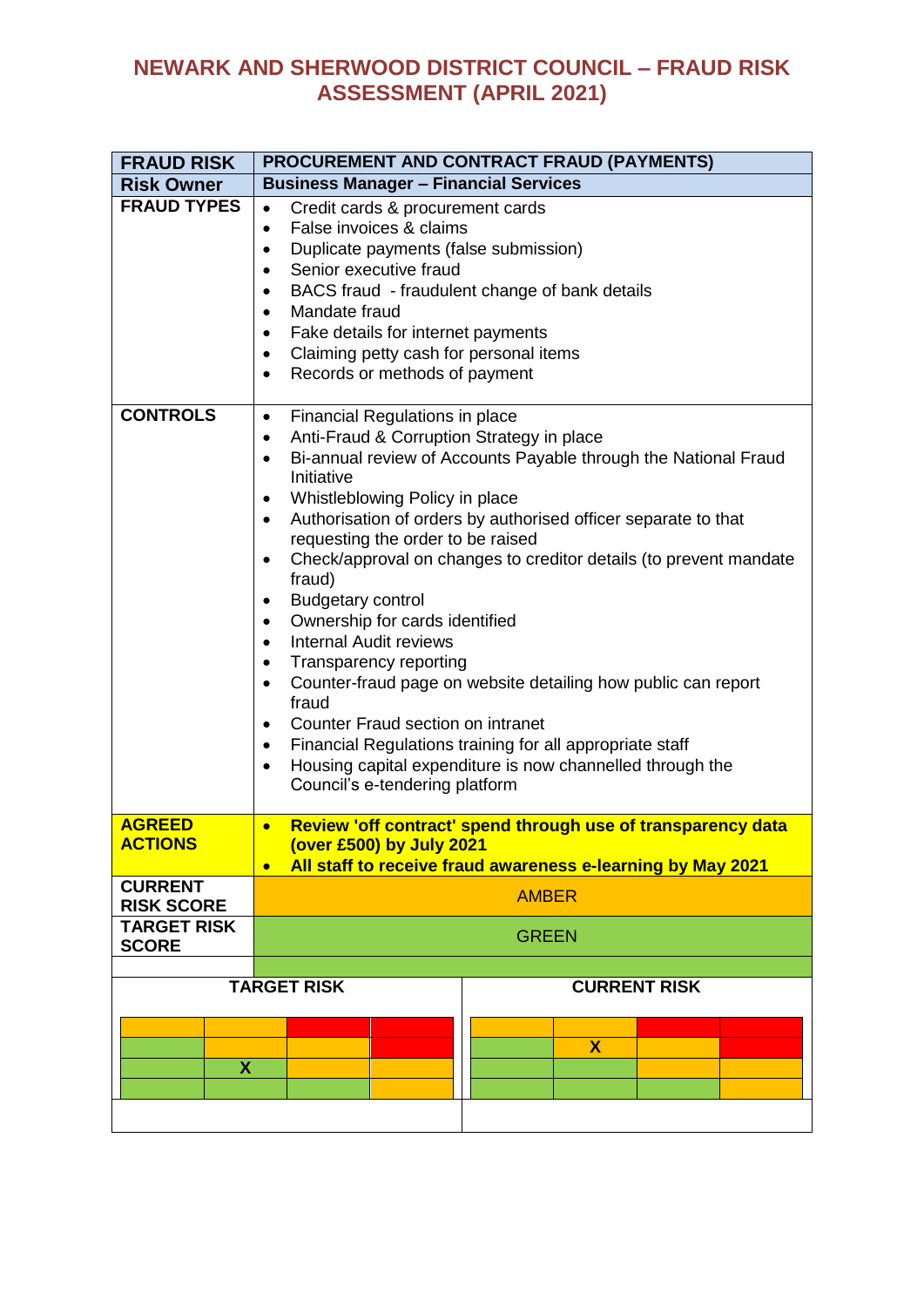# NEWARK AND SHERWOOD DISTRICT COUNCIL – FRAUD RISK ASSESSMENT (APRIL 2021)

| **FRAUD RISK** | **PROCUREMENT AND CONTRACT FRAUD (PAYMENTS)** |
|---|---|
| **Risk Owner** | **Business Manager – Financial Services** |
| **FRAUD TYPES** | • Credit cards & procurement cards<br>• False invoices & claims<br>• Duplicate payments (false submission)<br>• Senior executive fraud<br>• BACS fraud - fraudulent change of bank details<br>• Mandate fraud<br>• Fake details for internet payments<br>• Claiming petty cash for personal items<br>• Records or methods of payment |
| **CONTROLS** | • Financial Regulations in place<br>• Anti-Fraud & Corruption Strategy in place<br>• Bi-annual review of Accounts Payable through the National Fraud Initiative<br>• Whistleblowing Policy in place<br>• Authorisation of orders by authorised officer separate to that requesting the order to be raised<br>• Check/approval on changes to creditor details (to prevent mandate fraud)<br>• Budgetary control<br>• Ownership for cards identified<br>• Internal Audit reviews<br>• Transparency reporting<br>• Counter-fraud page on website detailing how public can report fraud<br>• Counter Fraud section on intranet<br>• Financial Regulations training for all appropriate staff<br>• Housing capital expenditure is now channelled through the Council's e-tendering platform |
| **AGREED ACTIONS** | • **Review 'off contract' spend through use of transparency data (over £500) by July 2021**<br>• **All staff to receive fraud awareness e-learning by May 2021** |
| **CURRENT RISK SCORE** | AMBER |
| **TARGET RISK SCORE** | GREEN |

**TARGET RISK**

| | | | |
|---|---|---|---|
| | | | |
| | | | |
| | X | | |
| | | | |

**CURRENT RISK**

| | | | |
|---|---|---|---|
| | | | |
| | X | | |
| | | | |
| | | | |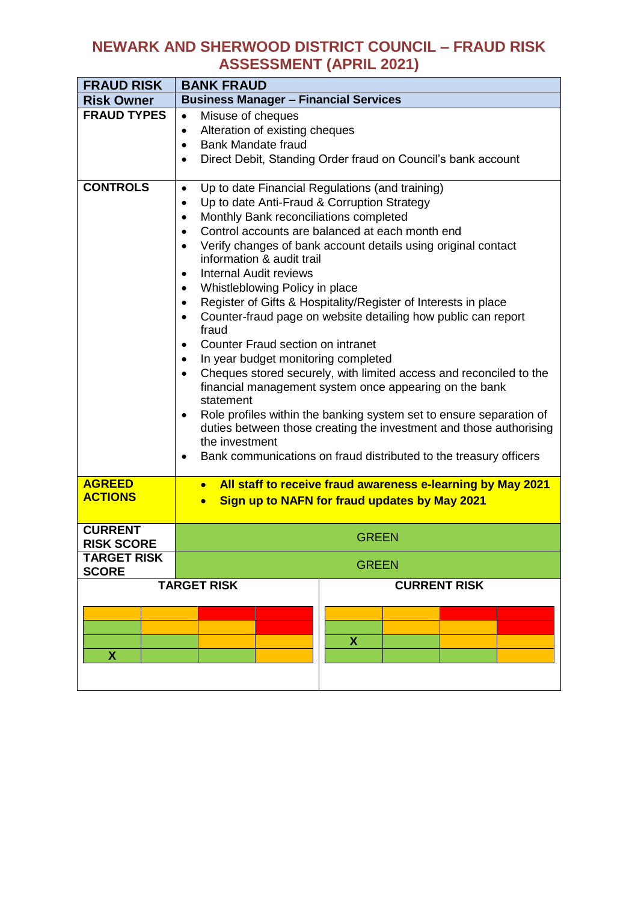# NEWARK AND SHERWOOD DISTRICT COUNCIL – FRAUD RISK ASSESSMENT (APRIL 2021)

| **FRAUD RISK** | **BANK FRAUD** |
|---|---|
| **Risk Owner** | **Business Manager – Financial Services** |
| **FRAUD TYPES** | • Misuse of cheques<br>• Alteration of existing cheques<br>• Bank Mandate fraud<br>• Direct Debit, Standing Order fraud on Council's bank account |
| **CONTROLS** | • Up to date Financial Regulations (and training)<br>• Up to date Anti-Fraud & Corruption Strategy<br>• Monthly Bank reconciliations completed<br>• Control accounts are balanced at each month end<br>• Verify changes of bank account details using original contact information & audit trail<br>• Internal Audit reviews<br>• Whistleblowing Policy in place<br>• Register of Gifts & Hospitality/Register of Interests in place<br>• Counter-fraud page on website detailing how public can report fraud<br>• Counter Fraud section on intranet<br>• In year budget monitoring completed<br>• Cheques stored securely, with limited access and reconciled to the financial management system once appearing on the bank statement<br>• Role profiles within the banking system set to ensure separation of duties between those creating the investment and those authorising the investment<br>• Bank communications on fraud distributed to the treasury officers |
| **AGREED ACTIONS** | • **All staff to receive fraud awareness e-learning by May 2021**<br>• **Sign up to NAFN for fraud updates by May 2021** |
| **CURRENT RISK SCORE** | GREEN |
| **TARGET RISK SCORE** | GREEN |

**TARGET RISK**

| | | | |
|---|---|---|---|
| | | | |
| | | | |
| | | | |
| X | | | |

**CURRENT RISK**

| | | | |
|---|---|---|---|
| | | | |
| | | | |
| X | | | |
| | | | |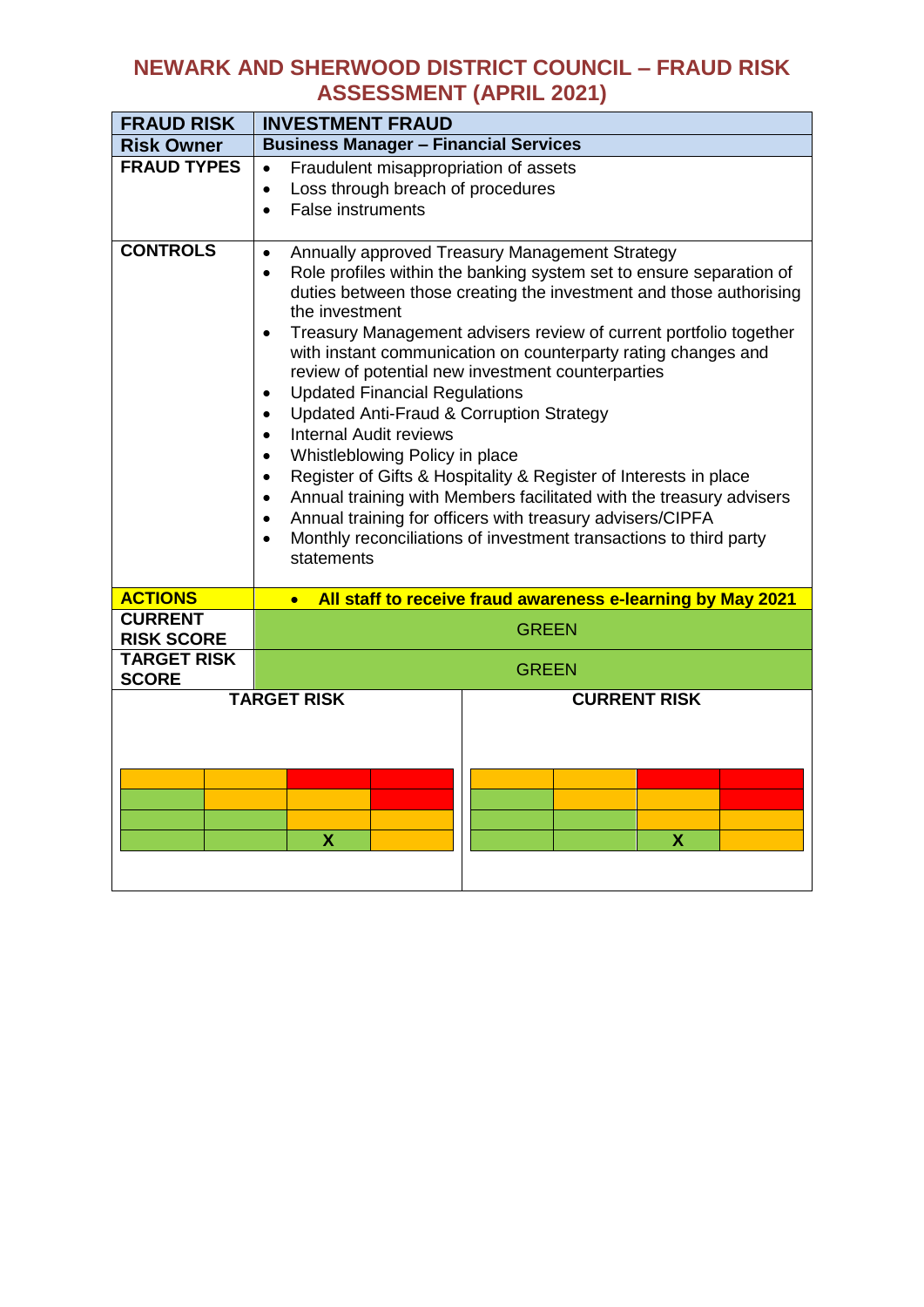# NEWARK AND SHERWOOD DISTRICT COUNCIL – FRAUD RISK ASSESSMENT (APRIL 2021)

| FRAUD RISK | INVESTMENT FRAUD |
|---|---|
| **Risk Owner** | **Business Manager – Financial Services** |
| **FRAUD TYPES** | • Fraudulent misappropriation of assets<br>• Loss through breach of procedures<br>• False instruments |
| **CONTROLS** | • Annually approved Treasury Management Strategy<br>• Role profiles within the banking system set to ensure separation of duties between those creating the investment and those authorising the investment<br>• Treasury Management advisers review of current portfolio together with instant communication on counterparty rating changes and review of potential new investment counterparties<br>• Updated Financial Regulations<br>• Updated Anti-Fraud & Corruption Strategy<br>• Internal Audit reviews<br>• Whistleblowing Policy in place<br>• Register of Gifts & Hospitality & Register of Interests in place<br>• Annual training with Members facilitated with the treasury advisers<br>• Annual training for officers with treasury advisers/CIPFA<br>• Monthly reconciliations of investment transactions to third party statements |
| **ACTIONS** | • **All staff to receive fraud awareness e-learning by May 2021** |
| **CURRENT RISK SCORE** | GREEN |
| **TARGET RISK SCORE** | GREEN |

**TARGET RISK**

| | | | |
|---|---|---|---|
| | | | |
| | | | |
| | | | |
| | | X | |

**CURRENT RISK**

| | | | |
|---|---|---|---|
| | | | |
| | | | |
| | | | |
| | | X | |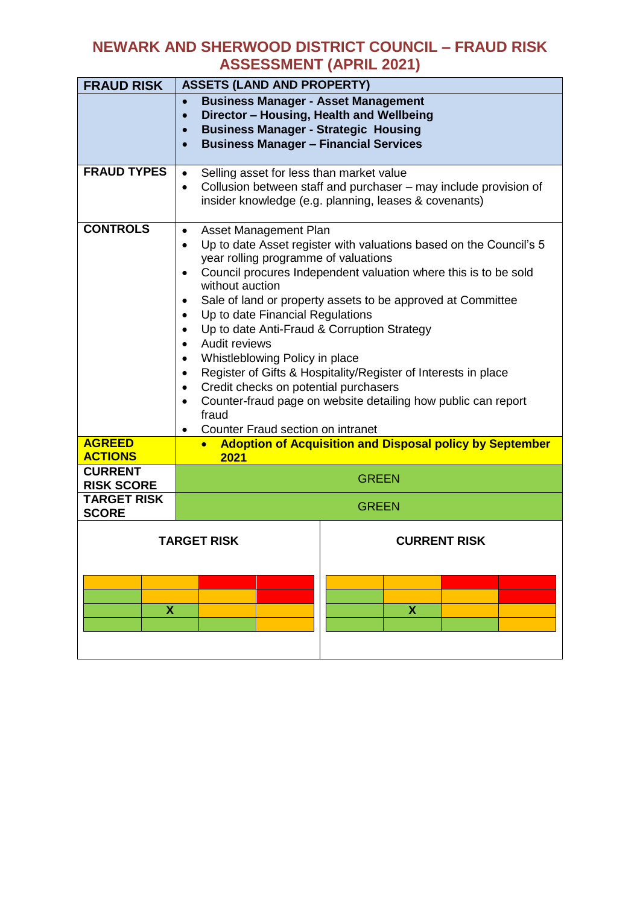# NEWARK AND SHERWOOD DISTRICT COUNCIL – FRAUD RISK ASSESSMENT (APRIL 2021)

| FRAUD RISK | ASSETS (LAND AND PROPERTY) |
|---|---|
| | • **Business Manager - Asset Management**<br>• **Director – Housing, Health and Wellbeing**<br>• **Business Manager - Strategic Housing**<br>• **Business Manager – Financial Services** |
| **FRAUD TYPES** | • Selling asset for less than market value<br>• Collusion between staff and purchaser – may include provision of insider knowledge (e.g. planning, leases & covenants) |
| **CONTROLS** | • Asset Management Plan<br>• Up to date Asset register with valuations based on the Council's 5 year rolling programme of valuations<br>• Council procures Independent valuation where this is to be sold without auction<br>• Sale of land or property assets to be approved at Committee<br>• Up to date Financial Regulations<br>• Up to date Anti-Fraud & Corruption Strategy<br>• Audit reviews<br>• Whistleblowing Policy in place<br>• Register of Gifts & Hospitality/Register of Interests in place<br>• Credit checks on potential purchasers<br>• Counter-fraud page on website detailing how public can report fraud<br>• Counter Fraud section on intranet |
| **AGREED ACTIONS** | • **Adoption of Acquisition and Disposal policy by September 2021** |
| **CURRENT RISK SCORE** | GREEN |
| **TARGET RISK SCORE** | GREEN |

| TARGET RISK | | | |
|---|---|---|---|
| | | | |
| | | | |
| | X | | |
| | | | |

| CURRENT RISK | | | |
|---|---|---|---|
| | | | |
| | | | |
| | X | | |
| | | | |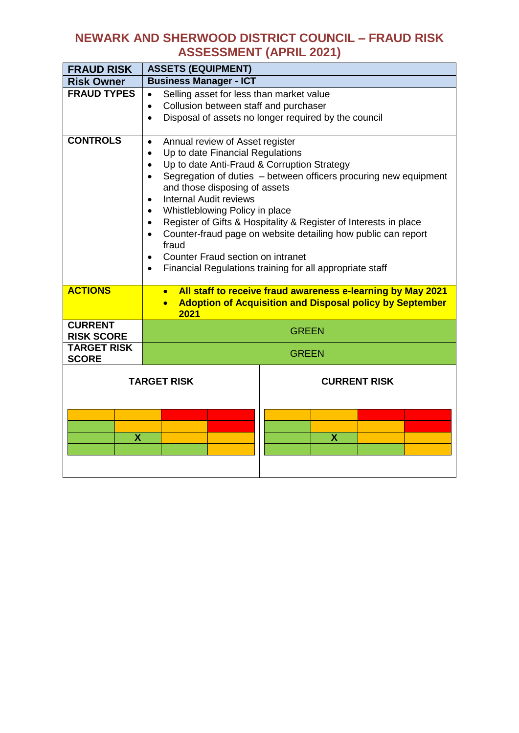# NEWARK AND SHERWOOD DISTRICT COUNCIL – FRAUD RISK ASSESSMENT (APRIL 2021)

| **FRAUD RISK** | **ASSETS (EQUIPMENT)** |
|---|---|
| **Risk Owner** | **Business Manager - ICT** |
| **FRAUD TYPES** | • Selling asset for less than market value<br>• Collusion between staff and purchaser<br>• Disposal of assets no longer required by the council |
| **CONTROLS** | • Annual review of Asset register<br>• Up to date Financial Regulations<br>• Up to date Anti-Fraud & Corruption Strategy<br>• Segregation of duties – between officers procuring new equipment and those disposing of assets<br>• Internal Audit reviews<br>• Whistleblowing Policy in place<br>• Register of Gifts & Hospitality & Register of Interests in place<br>• Counter-fraud page on website detailing how public can report fraud<br>• Counter Fraud section on intranet<br>• Financial Regulations training for all appropriate staff |
| **ACTIONS** | • **All staff to receive fraud awareness e-learning by May 2021**<br>• **Adoption of Acquisition and Disposal policy by September 2021** |
| **CURRENT RISK SCORE** | GREEN |
| **TARGET RISK SCORE** | GREEN |

**TARGET RISK**

| | | | |
|---|---|---|---|
| | | | |
| | | | |
| | X | | |
| | | | |

**CURRENT RISK**

| | | | |
|---|---|---|---|
| | | | |
| | | | |
| | X | | |
| | | | |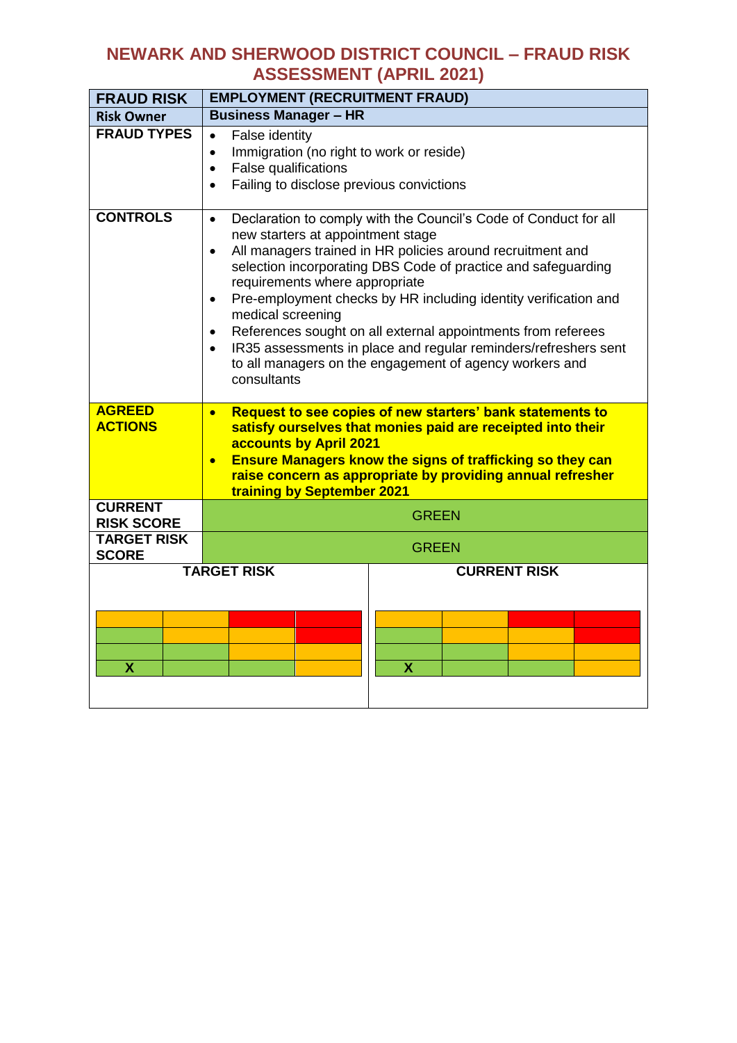# NEWARK AND SHERWOOD DISTRICT COUNCIL – FRAUD RISK ASSESSMENT (APRIL 2021)

| FRAUD RISK | EMPLOYMENT (RECRUITMENT FRAUD) |
|---|---|
| **Risk Owner** | **Business Manager – HR** |
| **FRAUD TYPES** | • False identity<br>• Immigration (no right to work or reside)<br>• False qualifications<br>• Failing to disclose previous convictions |
| **CONTROLS** | • Declaration to comply with the Council's Code of Conduct for all new starters at appointment stage<br>• All managers trained in HR policies around recruitment and selection incorporating DBS Code of practice and safeguarding requirements where appropriate<br>• Pre-employment checks by HR including identity verification and medical screening<br>• References sought on all external appointments from referees<br>• IR35 assessments in place and regular reminders/refreshers sent to all managers on the engagement of agency workers and consultants |
| **AGREED ACTIONS** | • **Request to see copies of new starters' bank statements to satisfy ourselves that monies paid are receipted into their accounts by April 2021**<br>• **Ensure Managers know the signs of trafficking so they can raise concern as appropriate by providing annual refresher training by September 2021** |
| **CURRENT RISK SCORE** | GREEN |
| **TARGET RISK SCORE** | GREEN |

**TARGET RISK**

|   |   |   |   |
|---|---|---|---|
|   |   |   |   |
|   |   |   |   |
|   |   |   |   |
| X |   |   |   |

**CURRENT RISK**

|   |   |   |   |
|---|---|---|---|
|   |   |   |   |
|   |   |   |   |
|   |   |   |   |
| X |   |   |   |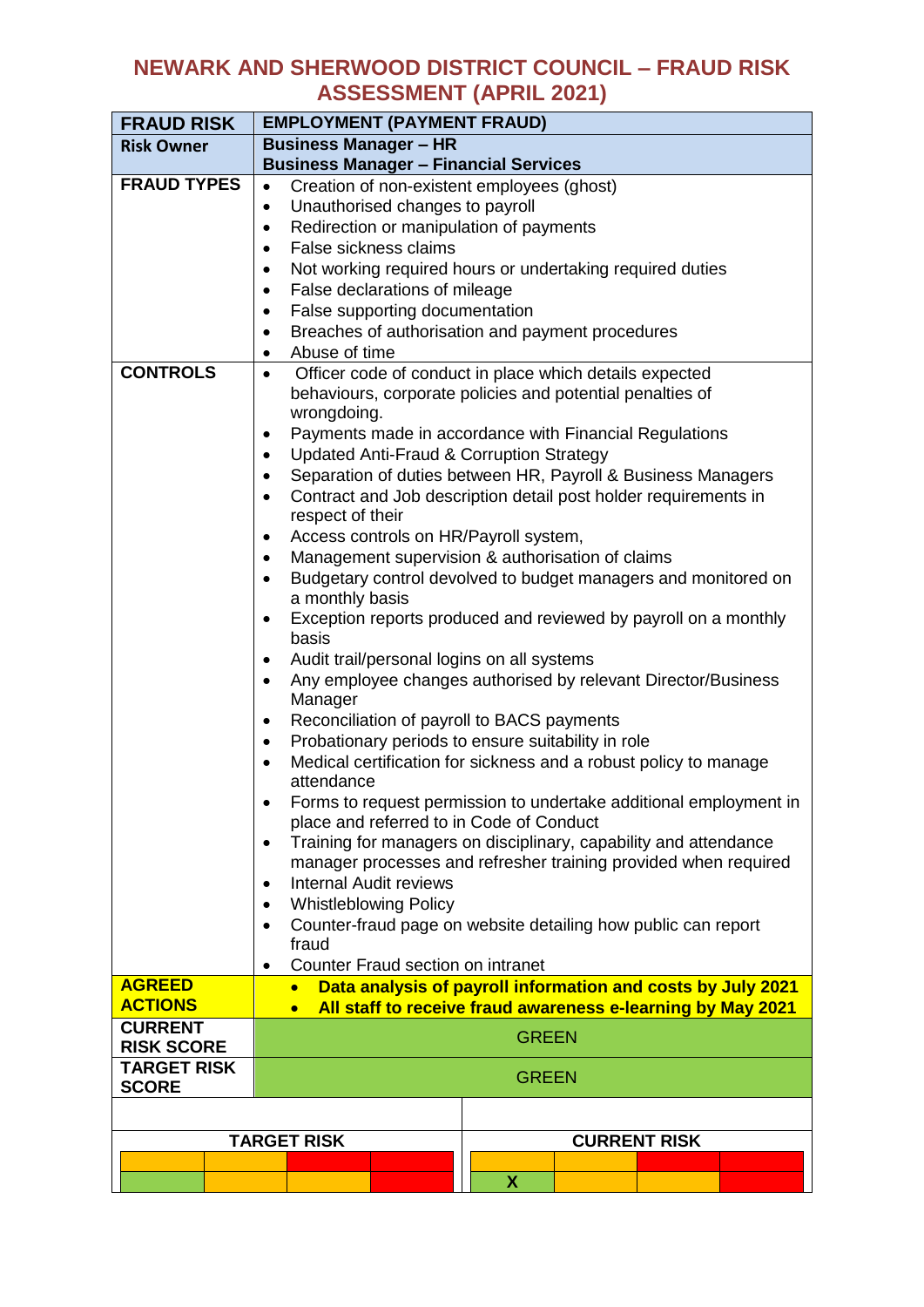# NEWARK AND SHERWOOD DISTRICT COUNCIL – FRAUD RISK ASSESSMENT (APRIL 2021)

| FRAUD RISK | EMPLOYMENT (PAYMENT FRAUD) |
|---|---|
| **Risk Owner** | **Business Manager – HR**<br>**Business Manager – Financial Services** |
| **FRAUD TYPES** | • Creation of non-existent employees (ghost)<br>• Unauthorised changes to payroll<br>• Redirection or manipulation of payments<br>• False sickness claims<br>• Not working required hours or undertaking required duties<br>• False declarations of mileage<br>• False supporting documentation<br>• Breaches of authorisation and payment procedures<br>• Abuse of time |
| **CONTROLS** | • Officer code of conduct in place which details expected behaviours, corporate policies and potential penalties of wrongdoing.<br>• Payments made in accordance with Financial Regulations<br>• Updated Anti-Fraud & Corruption Strategy<br>• Separation of duties between HR, Payroll & Business Managers<br>• Contract and Job description detail post holder requirements in respect of their<br>• Access controls on HR/Payroll system,<br>• Management supervision & authorisation of claims<br>• Budgetary control devolved to budget managers and monitored on a monthly basis<br>• Exception reports produced and reviewed by payroll on a monthly basis<br>• Audit trail/personal logins on all systems<br>• Any employee changes authorised by relevant Director/Business Manager<br>• Reconciliation of payroll to BACS payments<br>• Probationary periods to ensure suitability in role<br>• Medical certification for sickness and a robust policy to manage attendance<br>• Forms to request permission to undertake additional employment in place and referred to in Code of Conduct<br>• Training for managers on disciplinary, capability and attendance manager processes and refresher training provided when required<br>• Internal Audit reviews<br>• Whistleblowing Policy<br>• Counter-fraud page on website detailing how public can report fraud<br>• Counter Fraud section on intranet |
| **AGREED ACTIONS** | • **Data analysis of payroll information and costs by July 2021**<br>• **All staff to receive fraud awareness e-learning by May 2021** |
| **CURRENT RISK SCORE** | GREEN |
| **TARGET RISK SCORE** | GREEN |

| TARGET RISK | | | | CURRENT RISK | | | |
|---|---|---|---|---|---|---|---|
| | | | | | | | |
| | | | | X | | | |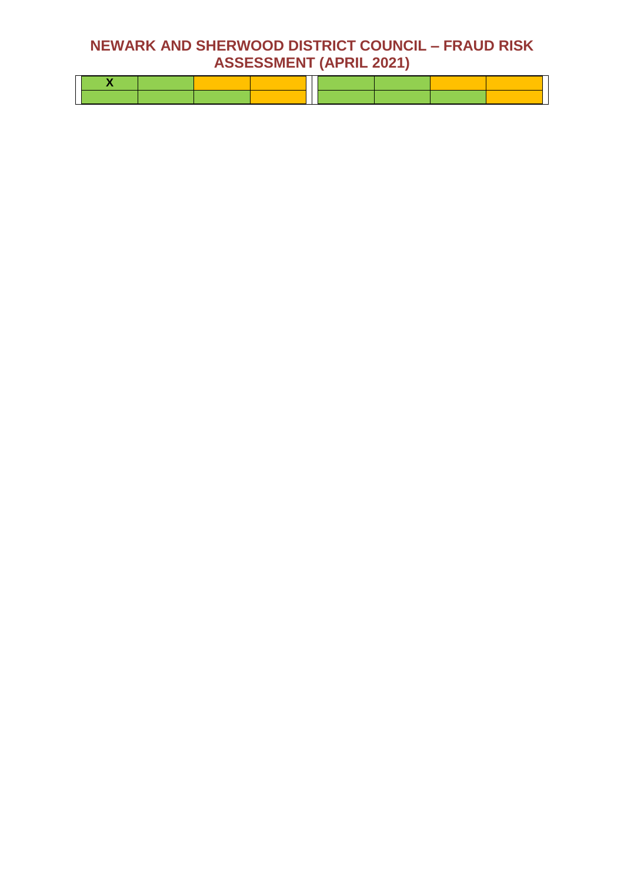| | | | | | | | | | | |
|---|---|---|---|---|---|---|---|---|---|---|
| | X | | | | | | | | | |
| | | | | | | | | | | |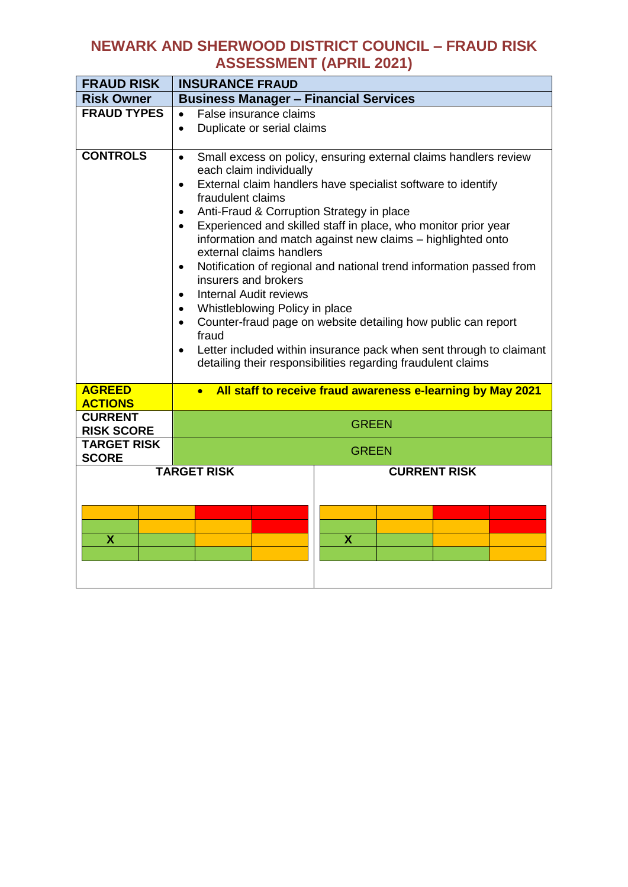# NEWARK AND SHERWOOD DISTRICT COUNCIL – FRAUD RISK ASSESSMENT (APRIL 2021)

| **FRAUD RISK** | **INSURANCE FRAUD** |
|---|---|
| **Risk Owner** | **Business Manager – Financial Services** |
| **FRAUD TYPES** | • False insurance claims<br>• Duplicate or serial claims |
| **CONTROLS** | • Small excess on policy, ensuring external claims handlers review each claim individually<br>• External claim handlers have specialist software to identify fraudulent claims<br>• Anti-Fraud & Corruption Strategy in place<br>• Experienced and skilled staff in place, who monitor prior year information and match against new claims – highlighted onto external claims handlers<br>• Notification of regional and national trend information passed from insurers and brokers<br>• Internal Audit reviews<br>• Whistleblowing Policy in place<br>• Counter-fraud page on website detailing how public can report fraud<br>• Letter included within insurance pack when sent through to claimant detailing their responsibilities regarding fraudulent claims |
| **AGREED ACTIONS** | • **All staff to receive fraud awareness e-learning by May 2021** |
| **CURRENT RISK SCORE** | GREEN |
| **TARGET RISK SCORE** | GREEN |

**TARGET RISK**

| | | | |
|---|---|---|---|
| | | | |
| | | | |
| X | | | |
| | | | |

**CURRENT RISK**

| | | | |
|---|---|---|---|
| | | | |
| | | | |
| X | | | |
| | | | |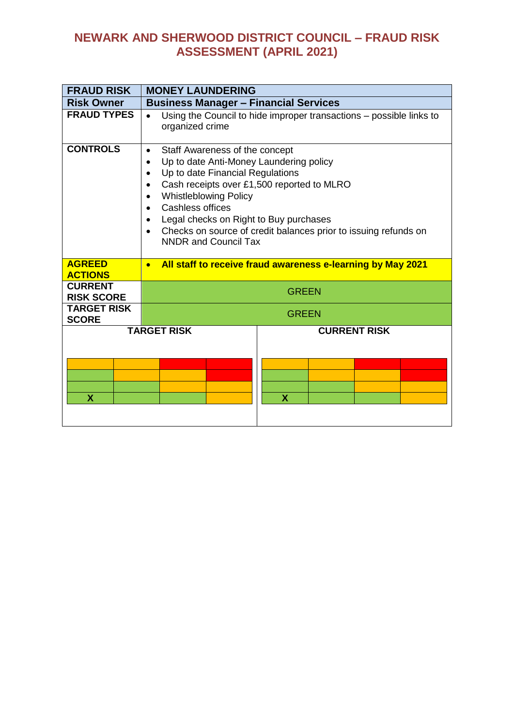# NEWARK AND SHERWOOD DISTRICT COUNCIL – FRAUD RISK ASSESSMENT (APRIL 2021)

| FRAUD RISK | MONEY LAUNDERING |
|---|---|
| **Risk Owner** | **Business Manager – Financial Services** |
| **FRAUD TYPES** | • Using the Council to hide improper transactions – possible links to organized crime |
| **CONTROLS** | • Staff Awareness of the concept<br>• Up to date Anti-Money Laundering policy<br>• Up to date Financial Regulations<br>• Cash receipts over £1,500 reported to MLRO<br>• Whistleblowing Policy<br>• Cashless offices<br>• Legal checks on Right to Buy purchases<br>• Checks on source of credit balances prior to issuing refunds on NNDR and Council Tax |
| **AGREED ACTIONS** | • **All staff to receive fraud awareness e-learning by May 2021** |
| **CURRENT RISK SCORE** | GREEN |
| **TARGET RISK SCORE** | GREEN |

**TARGET RISK**

| | | | |
|---|---|---|---|
| | | | |
| | | | |
| | | | |
| X | | | |

**CURRENT RISK**

| | | | |
|---|---|---|---|
| | | | |
| | | | |
| | | | |
| X | | | |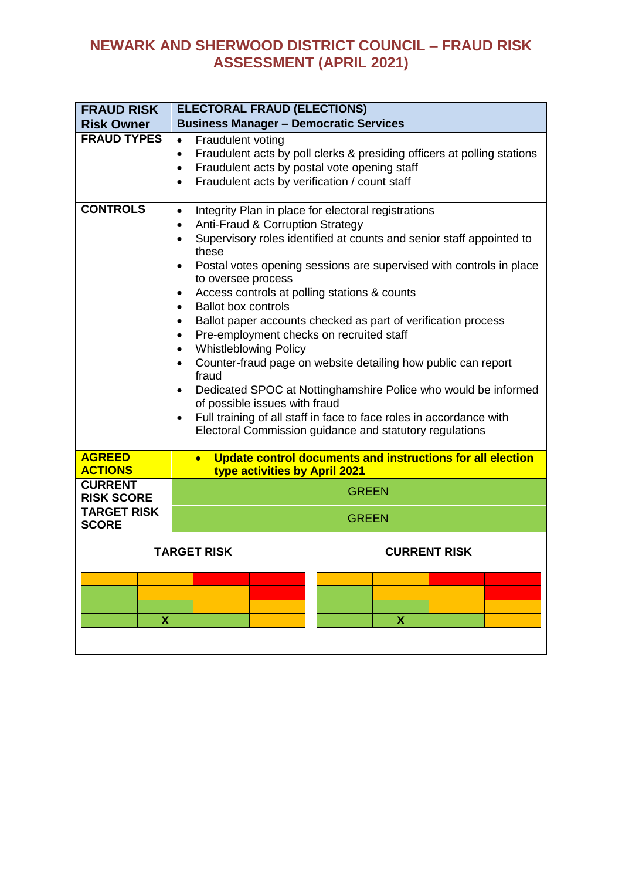# NEWARK AND SHERWOOD DISTRICT COUNCIL – FRAUD RISK ASSESSMENT (APRIL 2021)

| **FRAUD RISK** | **ELECTORAL FRAUD (ELECTIONS)** |
|---|---|
| **Risk Owner** | **Business Manager – Democratic Services** |
| **FRAUD TYPES** | • Fraudulent voting<br>• Fraudulent acts by poll clerks & presiding officers at polling stations<br>• Fraudulent acts by postal vote opening staff<br>• Fraudulent acts by verification / count staff |
| **CONTROLS** | • Integrity Plan in place for electoral registrations<br>• Anti-Fraud & Corruption Strategy<br>• Supervisory roles identified at counts and senior staff appointed to these<br>• Postal votes opening sessions are supervised with controls in place to oversee process<br>• Access controls at polling stations & counts<br>• Ballot box controls<br>• Ballot paper accounts checked as part of verification process<br>• Pre-employment checks on recruited staff<br>• Whistleblowing Policy<br>• Counter-fraud page on website detailing how public can report fraud<br>• Dedicated SPOC at Nottinghamshire Police who would be informed of possible issues with fraud<br>• Full training of all staff in face to face roles in accordance with Electoral Commission guidance and statutory regulations |
| **AGREED ACTIONS** | • **Update control documents and instructions for all election type activities by April 2021** |
| **CURRENT RISK SCORE** | GREEN |
| **TARGET RISK SCORE** | GREEN |

**TARGET RISK**

| | | | |
|---|---|---|---|
| | | | |
| | | | |
| | | | |
| | X | | |

**CURRENT RISK**

| | | | |
|---|---|---|---|
| | | | |
| | | | |
| | | | |
| | X | | |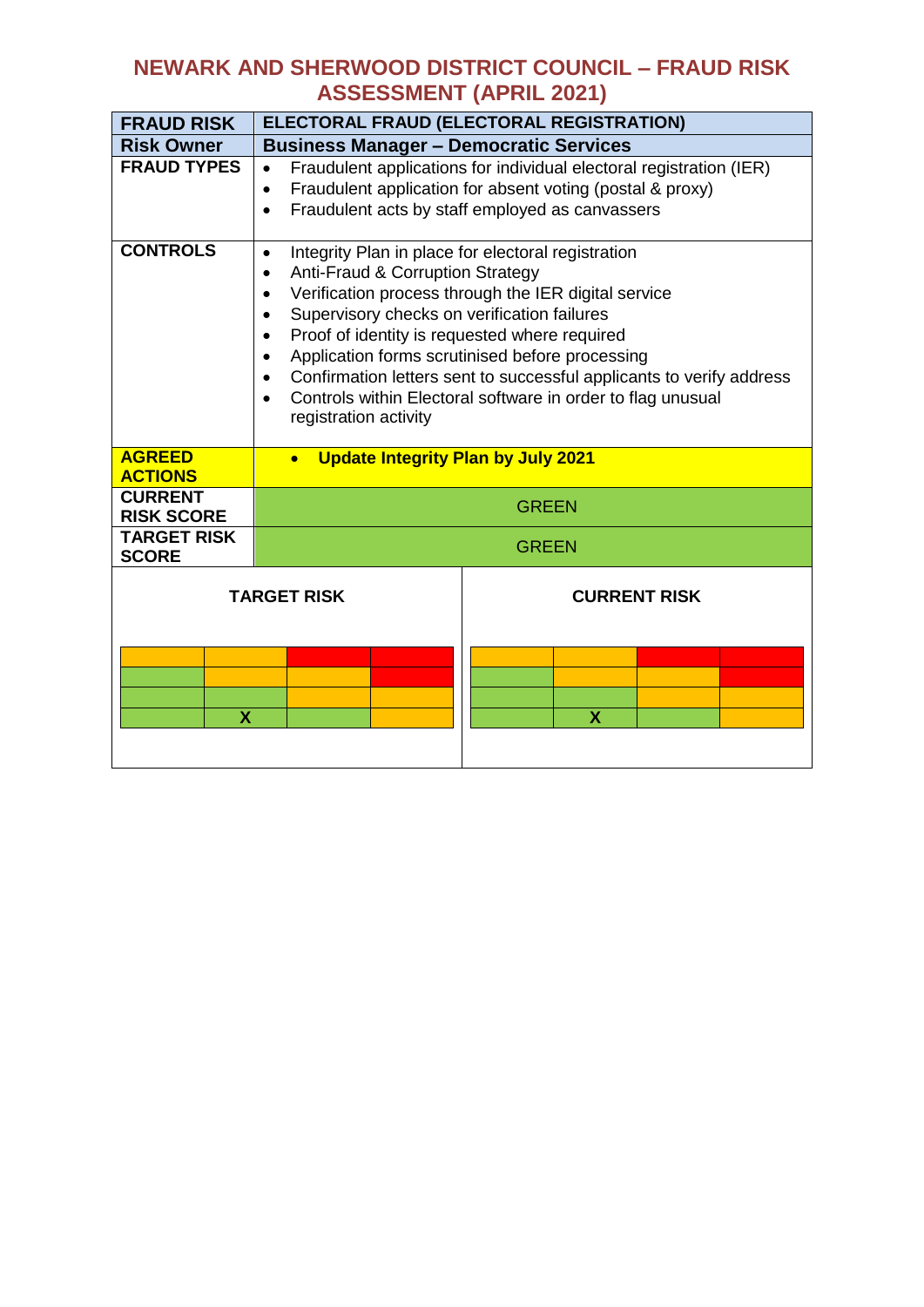# NEWARK AND SHERWOOD DISTRICT COUNCIL – FRAUD RISK ASSESSMENT (APRIL 2021)

| FRAUD RISK | ELECTORAL FRAUD (ELECTORAL REGISTRATION) |
|---|---|
| **Risk Owner** | **Business Manager – Democratic Services** |
| **FRAUD TYPES** | • Fraudulent applications for individual electoral registration (IER)<br>• Fraudulent application for absent voting (postal & proxy)<br>• Fraudulent acts by staff employed as canvassers |
| **CONTROLS** | • Integrity Plan in place for electoral registration<br>• Anti-Fraud & Corruption Strategy<br>• Verification process through the IER digital service<br>• Supervisory checks on verification failures<br>• Proof of identity is requested where required<br>• Application forms scrutinised before processing<br>• Confirmation letters sent to successful applicants to verify address<br>• Controls within Electoral software in order to flag unusual registration activity |
| **AGREED ACTIONS** | • **Update Integrity Plan by July 2021** |
| **CURRENT RISK SCORE** | GREEN |
| **TARGET RISK SCORE** | GREEN |

**TARGET RISK**

| | | | |
|---|---|---|---|
| | | | |
| | | | |
| | | | |
| | X | | |

**CURRENT RISK**

| | | | |
|---|---|---|---|
| | | | |
| | | | |
| | | | |
| | X | | |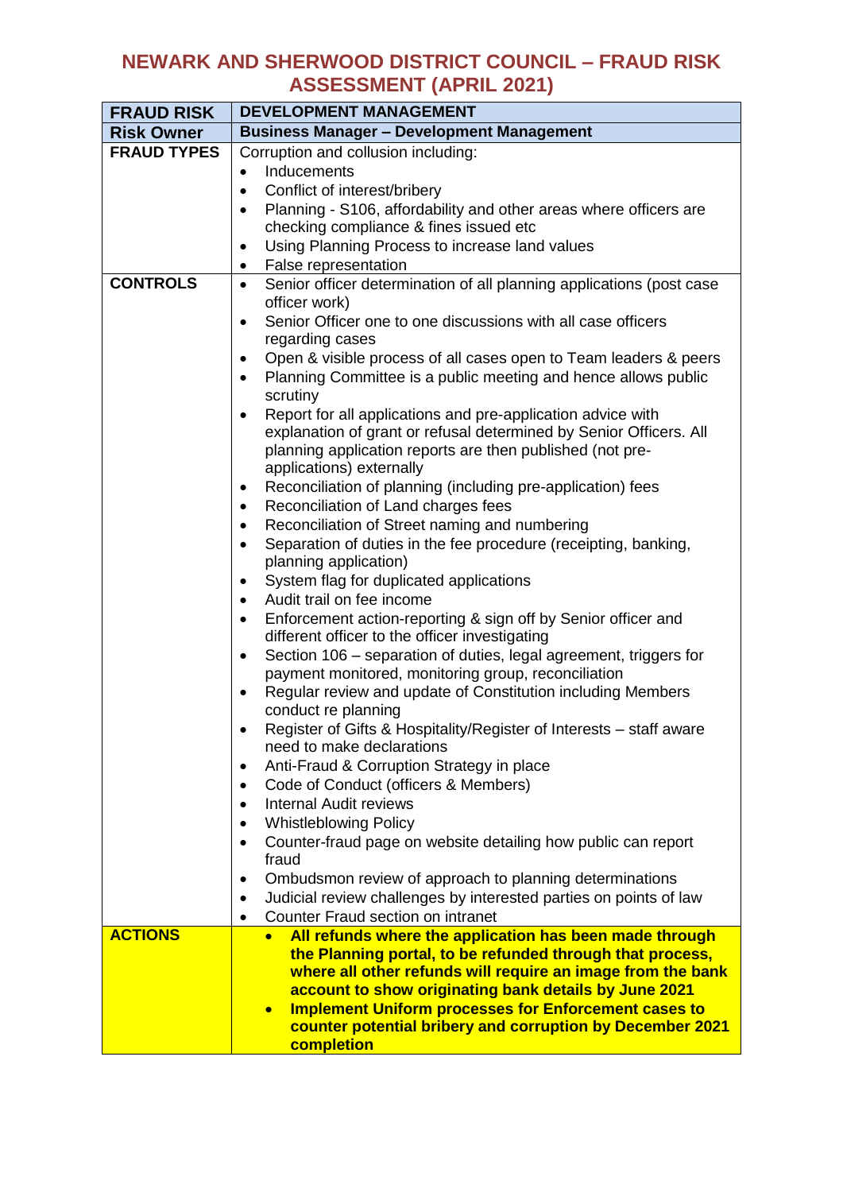# NEWARK AND SHERWOOD DISTRICT COUNCIL – FRAUD RISK ASSESSMENT (APRIL 2021)

| **FRAUD RISK** | **DEVELOPMENT MANAGEMENT** |
|---|---|
| **Risk Owner** | **Business Manager – Development Management** |
| **FRAUD TYPES** | Corruption and collusion including:<br>• Inducements<br>• Conflict of interest/bribery<br>• Planning - S106, affordability and other areas where officers are checking compliance & fines issued etc<br>• Using Planning Process to increase land values<br>• False representation |
| **CONTROLS** | • Senior officer determination of all planning applications (post case officer work)<br>• Senior Officer one to one discussions with all case officers regarding cases<br>• Open & visible process of all cases open to Team leaders & peers<br>• Planning Committee is a public meeting and hence allows public scrutiny<br>• Report for all applications and pre-application advice with explanation of grant or refusal determined by Senior Officers. All planning application reports are then published (not pre-applications) externally<br>• Reconciliation of planning (including pre-application) fees<br>• Reconciliation of Land charges fees<br>• Reconciliation of Street naming and numbering<br>• Separation of duties in the fee procedure (receipting, banking, planning application)<br>• System flag for duplicated applications<br>• Audit trail on fee income<br>• Enforcement action-reporting & sign off by Senior officer and different officer to the officer investigating<br>• Section 106 – separation of duties, legal agreement, triggers for payment monitored, monitoring group, reconciliation<br>• Regular review and update of Constitution including Members conduct re planning<br>• Register of Gifts & Hospitality/Register of Interests – staff aware need to make declarations<br>• Anti-Fraud & Corruption Strategy in place<br>• Code of Conduct (officers & Members)<br>• Internal Audit reviews<br>• Whistleblowing Policy<br>• Counter-fraud page on website detailing how public can report fraud<br>• Ombudsman review of approach to planning determinations<br>• Judicial review challenges by interested parties on points of law<br>• Counter Fraud section on intranet |
| **ACTIONS** | • **All refunds where the application has been made through the Planning portal, to be refunded through that process, where all other refunds will require an image from the bank account to show originating bank details by June 2021**<br>• **Implement Uniform processes for Enforcement cases to counter potential bribery and corruption by December 2021 completion** |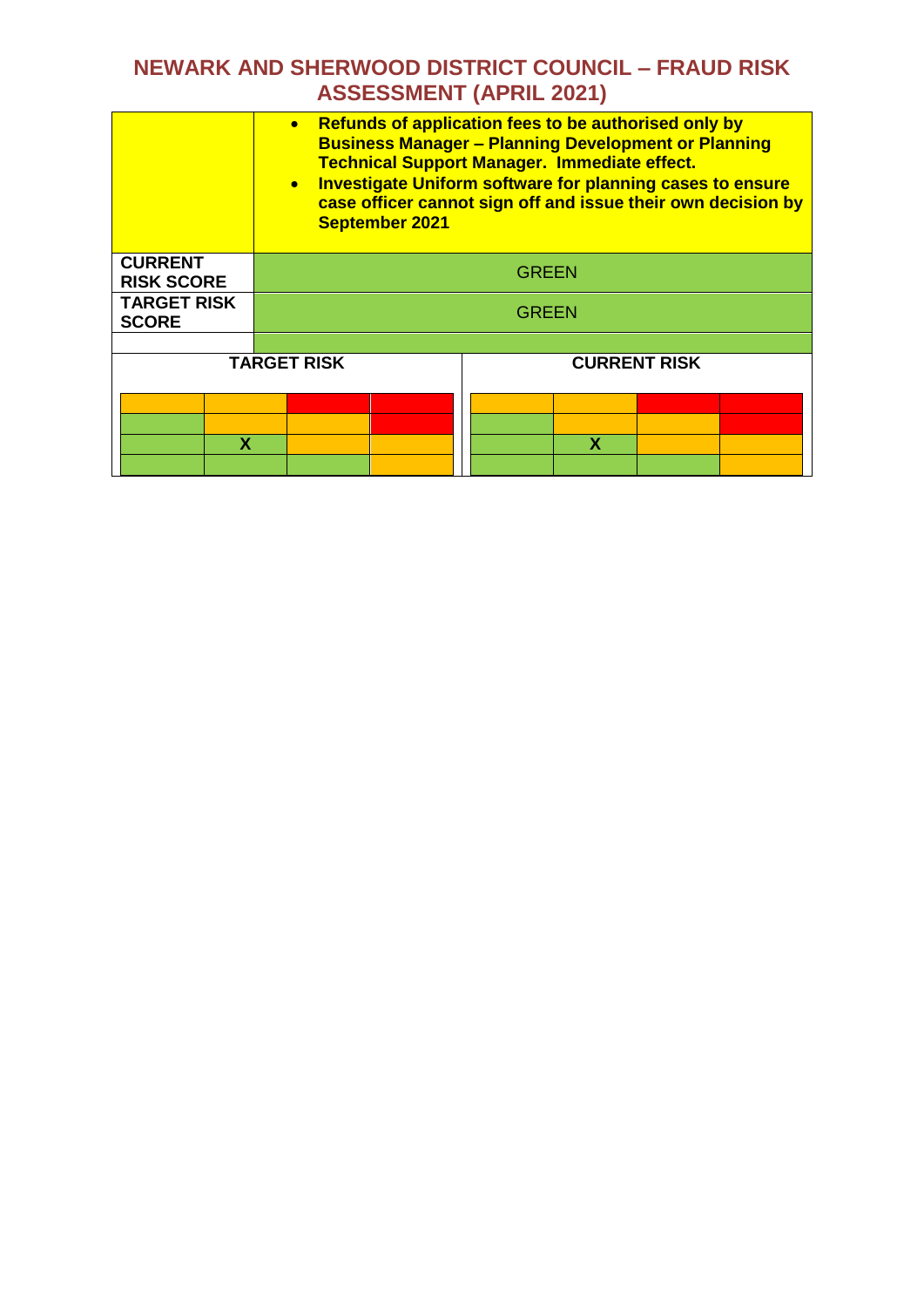# NEWARK AND SHERWOOD DISTRICT COUNCIL – FRAUD RISK ASSESSMENT (APRIL 2021)

| | |
|---|---|
| | <ul><li>**Refunds of application fees to be authorised only by Business Manager – Planning Development or Planning Technical Support Manager. Immediate effect.**</li><li>**Investigate Uniform software for planning cases to ensure case officer cannot sign off and issue their own decision by September 2021**</li></ul> |
| **CURRENT RISK SCORE** | GREEN |
| **TARGET RISK SCORE** | GREEN |
| | |

| TARGET RISK | | | | CURRENT RISK | | | |
|---|---|---|---|---|---|---|---|
| | | | | | | | |
| | | | | | | | |
| | X | | | | X | | |
| | | | | | | | |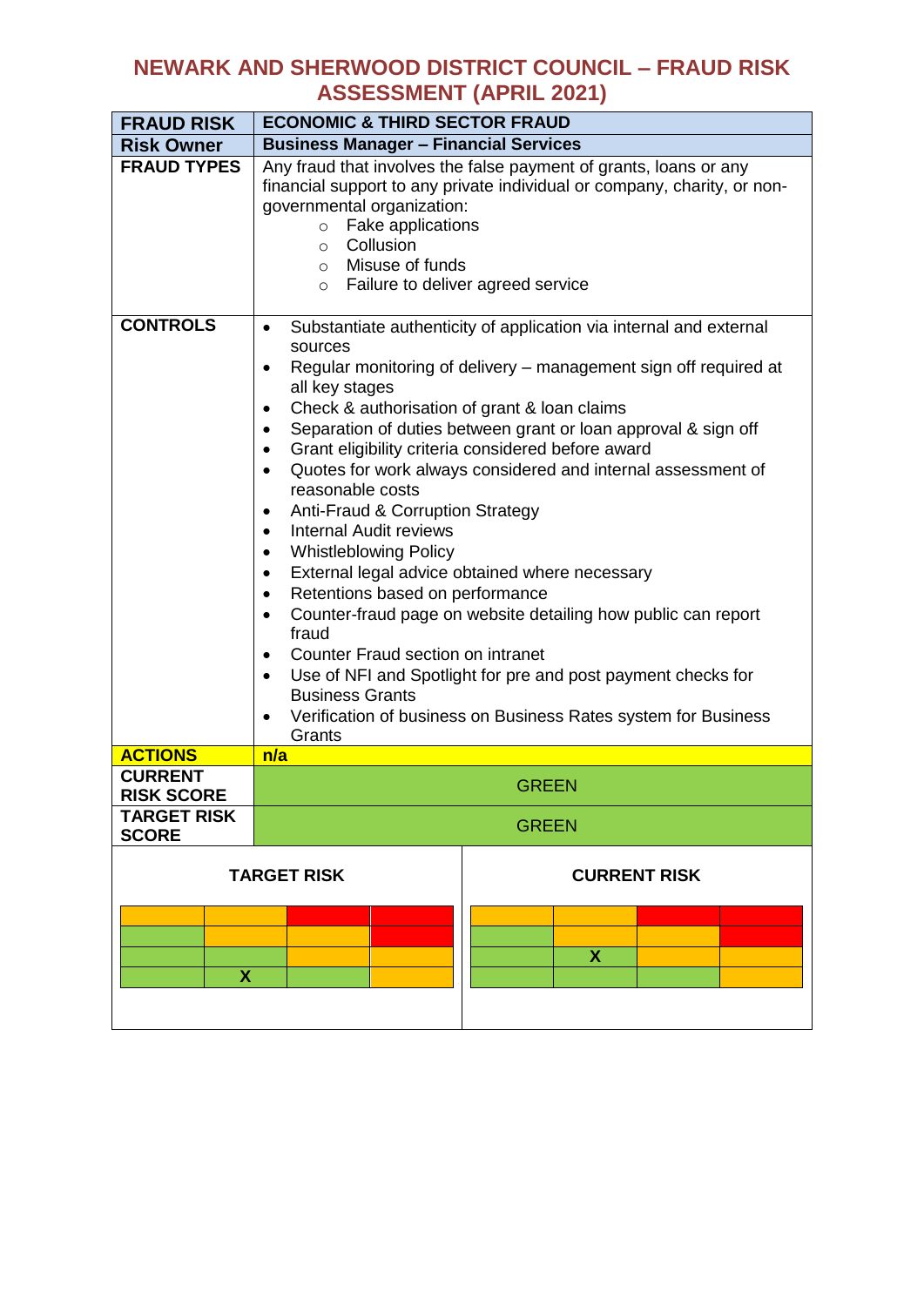# NEWARK AND SHERWOOD DISTRICT COUNCIL – FRAUD RISK ASSESSMENT (APRIL 2021)

| **FRAUD RISK** | **ECONOMIC & THIRD SECTOR FRAUD** |
|---|---|
| **Risk Owner** | **Business Manager – Financial Services** |
| **FRAUD TYPES** | Any fraud that involves the false payment of grants, loans or any financial support to any private individual or company, charity, or non-governmental organization:<br>○ Fake applications<br>○ Collusion<br>○ Misuse of funds<br>○ Failure to deliver agreed service |
| **CONTROLS** | • Substantiate authenticity of application via internal and external sources<br>• Regular monitoring of delivery – management sign off required at all key stages<br>• Check & authorisation of grant & loan claims<br>• Separation of duties between grant or loan approval & sign off<br>• Grant eligibility criteria considered before award<br>• Quotes for work always considered and internal assessment of reasonable costs<br>• Anti-Fraud & Corruption Strategy<br>• Internal Audit reviews<br>• Whistleblowing Policy<br>• External legal advice obtained where necessary<br>• Retentions based on performance<br>• Counter-fraud page on website detailing how public can report fraud<br>• Counter Fraud section on intranet<br>• Use of NFI and Spotlight for pre and post payment checks for Business Grants<br>• Verification of business on Business Rates system for Business Grants |
| **ACTIONS** | **n/a** |
| **CURRENT RISK SCORE** | GREEN |
| **TARGET RISK SCORE** | GREEN |

**TARGET RISK**

| | | | |
|---|---|---|---|
| | | | |
| | | | |
| | | | |
| | X | | |

**CURRENT RISK**

| | | | |
|---|---|---|---|
| | | | |
| | | | |
| | X | | |
| | | | |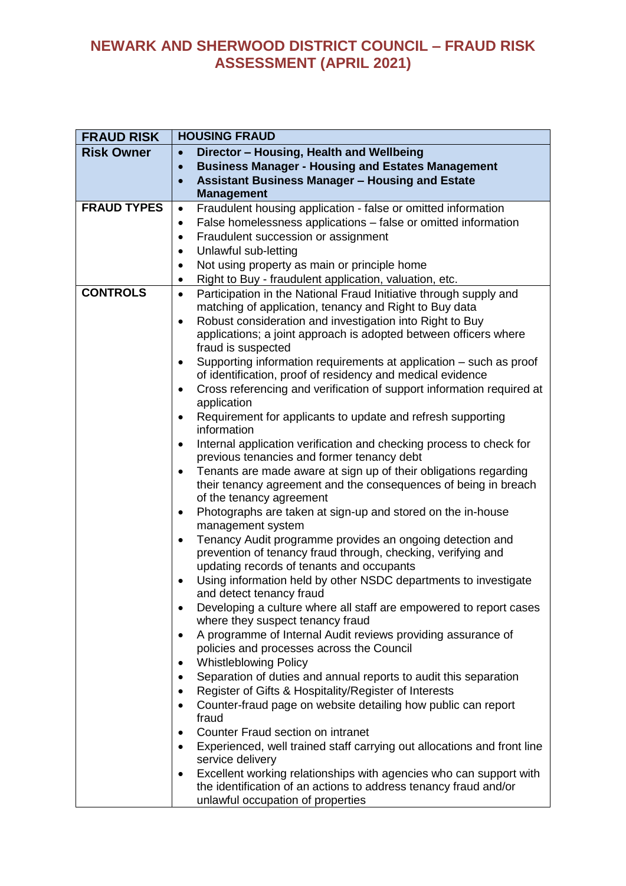# NEWARK AND SHERWOOD DISTRICT COUNCIL – FRAUD RISK ASSESSMENT (APRIL 2021)

| FRAUD RISK | HOUSING FRAUD |
|---|---|
| **Risk Owner** | • **Director – Housing, Health and Wellbeing**<br>• **Business Manager - Housing and Estates Management**<br>• **Assistant Business Manager – Housing and Estate Management** |
| **FRAUD TYPES** | • Fraudulent housing application - false or omitted information<br>• False homelessness applications – false or omitted information<br>• Fraudulent succession or assignment<br>• Unlawful sub-letting<br>• Not using property as main or principle home<br>• Right to Buy - fraudulent application, valuation, etc. |
| **CONTROLS** | • Participation in the National Fraud Initiative through supply and matching of application, tenancy and Right to Buy data<br>• Robust consideration and investigation into Right to Buy applications; a joint approach is adopted between officers where fraud is suspected<br>• Supporting information requirements at application – such as proof of identification, proof of residency and medical evidence<br>• Cross referencing and verification of support information required at application<br>• Requirement for applicants to update and refresh supporting information<br>• Internal application verification and checking process to check for previous tenancies and former tenancy debt<br>• Tenants are made aware at sign up of their obligations regarding their tenancy agreement and the consequences of being in breach of the tenancy agreement<br>• Photographs are taken at sign-up and stored on the in-house management system<br>• Tenancy Audit programme provides an ongoing detection and prevention of tenancy fraud through, checking, verifying and updating records of tenants and occupants<br>• Using information held by other NSDC departments to investigate and detect tenancy fraud<br>• Developing a culture where all staff are empowered to report cases where they suspect tenancy fraud<br>• A programme of Internal Audit reviews providing assurance of policies and processes across the Council<br>• Whistleblowing Policy<br>• Separation of duties and annual reports to audit this separation<br>• Register of Gifts & Hospitality/Register of Interests<br>• Counter-fraud page on website detailing how public can report fraud<br>• Counter Fraud section on intranet<br>• Experienced, well trained staff carrying out allocations and front line service delivery<br>• Excellent working relationships with agencies who can support with the identification of an actions to address tenancy fraud and/or unlawful occupation of properties |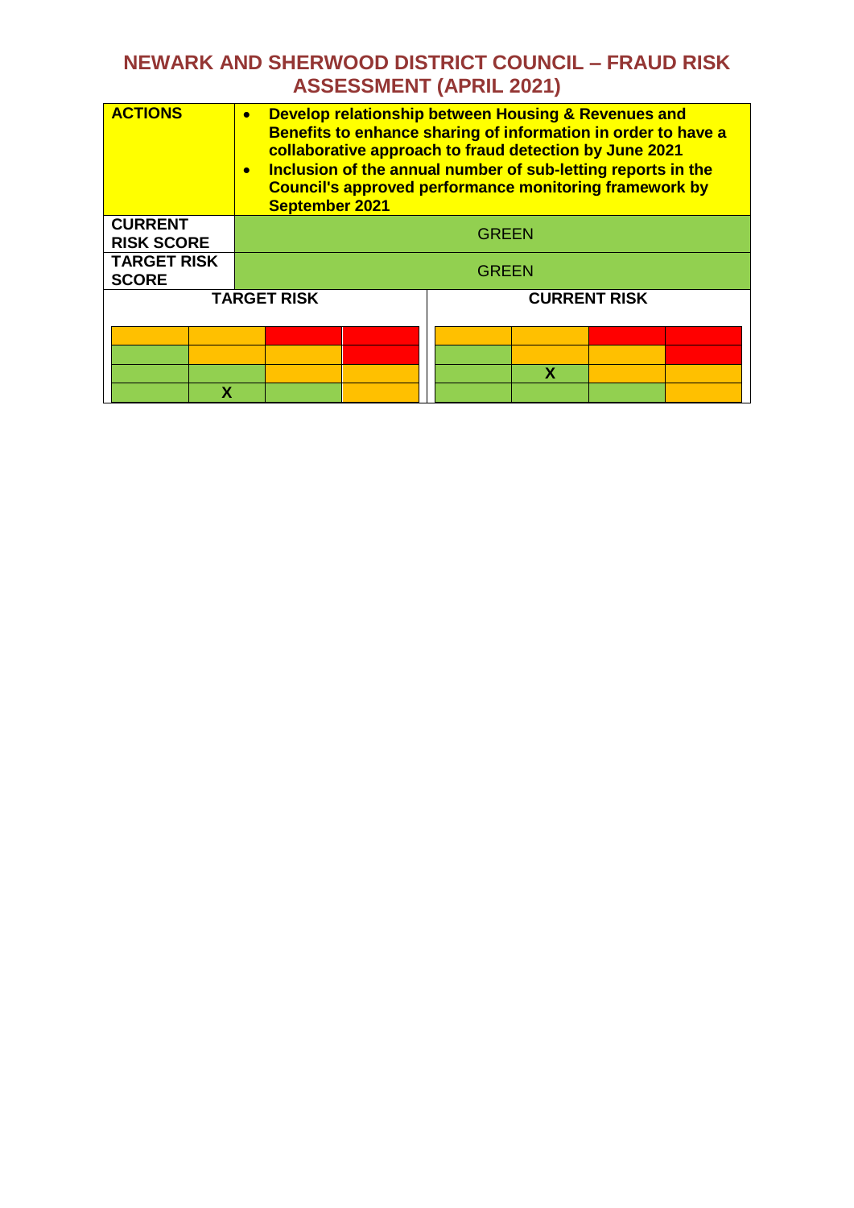# NEWARK AND SHERWOOD DISTRICT COUNCIL – FRAUD RISK ASSESSMENT (APRIL 2021)

| | |
|---|---|
| **ACTIONS** | • **Develop relationship between Housing & Revenues and Benefits to enhance sharing of information in order to have a collaborative approach to fraud detection by June 2021**<br>• **Inclusion of the annual number of sub-letting reports in the Council's approved performance monitoring framework by September 2021** |
| **CURRENT RISK SCORE** | GREEN |
| **TARGET RISK SCORE** | GREEN |

**TARGET RISK**

| | | | |
|---|---|---|---|
| | | | |
| | | | |
| | | | |
| | X | | |

**CURRENT RISK**

| | | | |
|---|---|---|---|
| | | | |
| | | | |
| | X | | |
| | | | |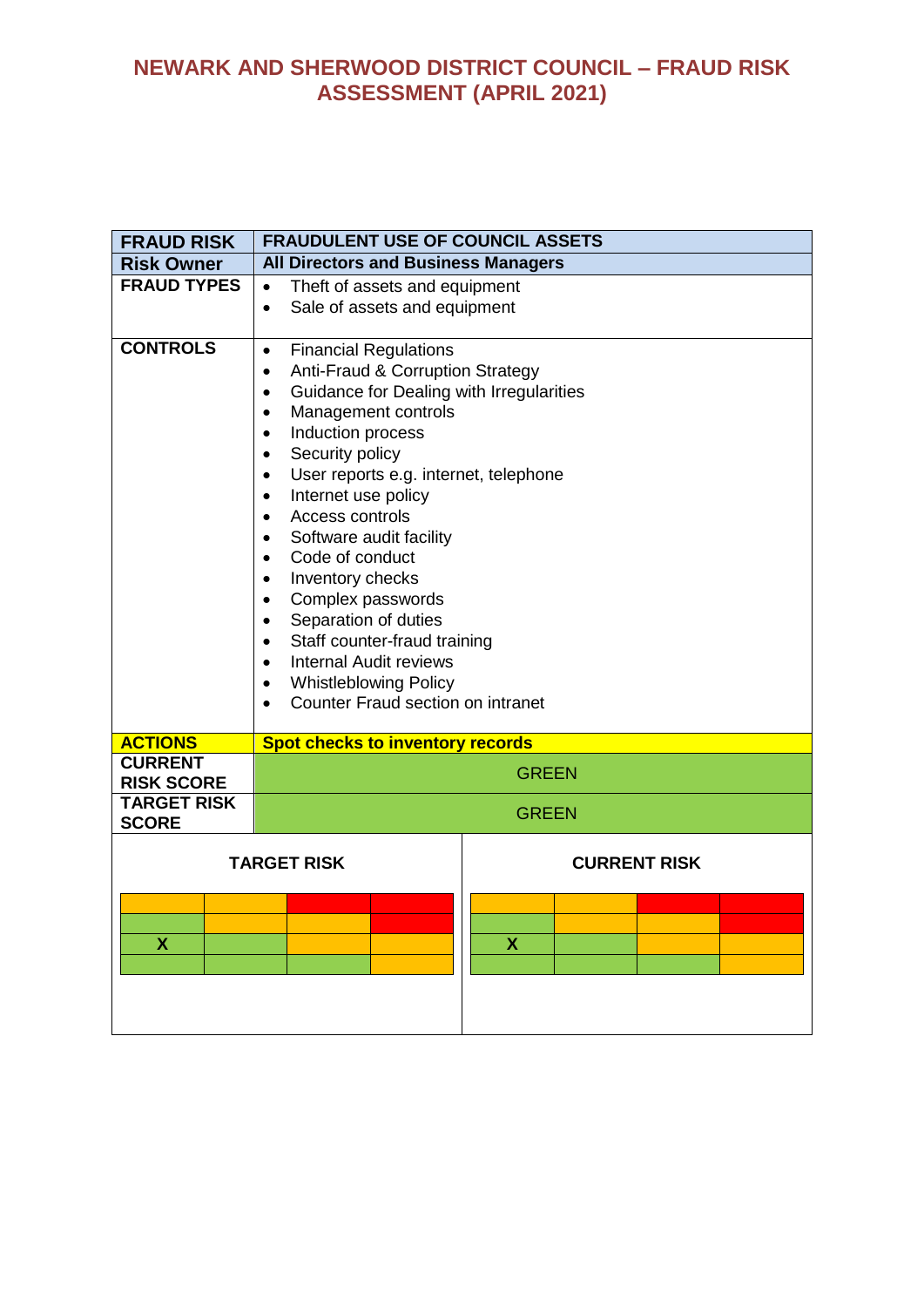# NEWARK AND SHERWOOD DISTRICT COUNCIL – FRAUD RISK ASSESSMENT (APRIL 2021)

| | |
|---|---|
| **FRAUD RISK** | **FRAUDULENT USE OF COUNCIL ASSETS** |
| **Risk Owner** | **All Directors and Business Managers** |
| **FRAUD TYPES** | • Theft of assets and equipment<br>• Sale of assets and equipment |
| **CONTROLS** | • Financial Regulations<br>• Anti-Fraud & Corruption Strategy<br>• Guidance for Dealing with Irregularities<br>• Management controls<br>• Induction process<br>• Security policy<br>• User reports e.g. internet, telephone<br>• Internet use policy<br>• Access controls<br>• Software audit facility<br>• Code of conduct<br>• Inventory checks<br>• Complex passwords<br>• Separation of duties<br>• Staff counter-fraud training<br>• Internal Audit reviews<br>• Whistleblowing Policy<br>• Counter Fraud section on intranet |
| **ACTIONS** | **Spot checks to inventory records** |
| **CURRENT RISK SCORE** | GREEN |
| **TARGET RISK SCORE** | GREEN |

**TARGET RISK**

| | | | |
|---|---|---|---|
| | | | |
| | | | |
| X | | | |
| | | | |

**CURRENT RISK**

| | | | |
|---|---|---|---|
| | | | |
| | | | |
| X | | | |
| | | | |